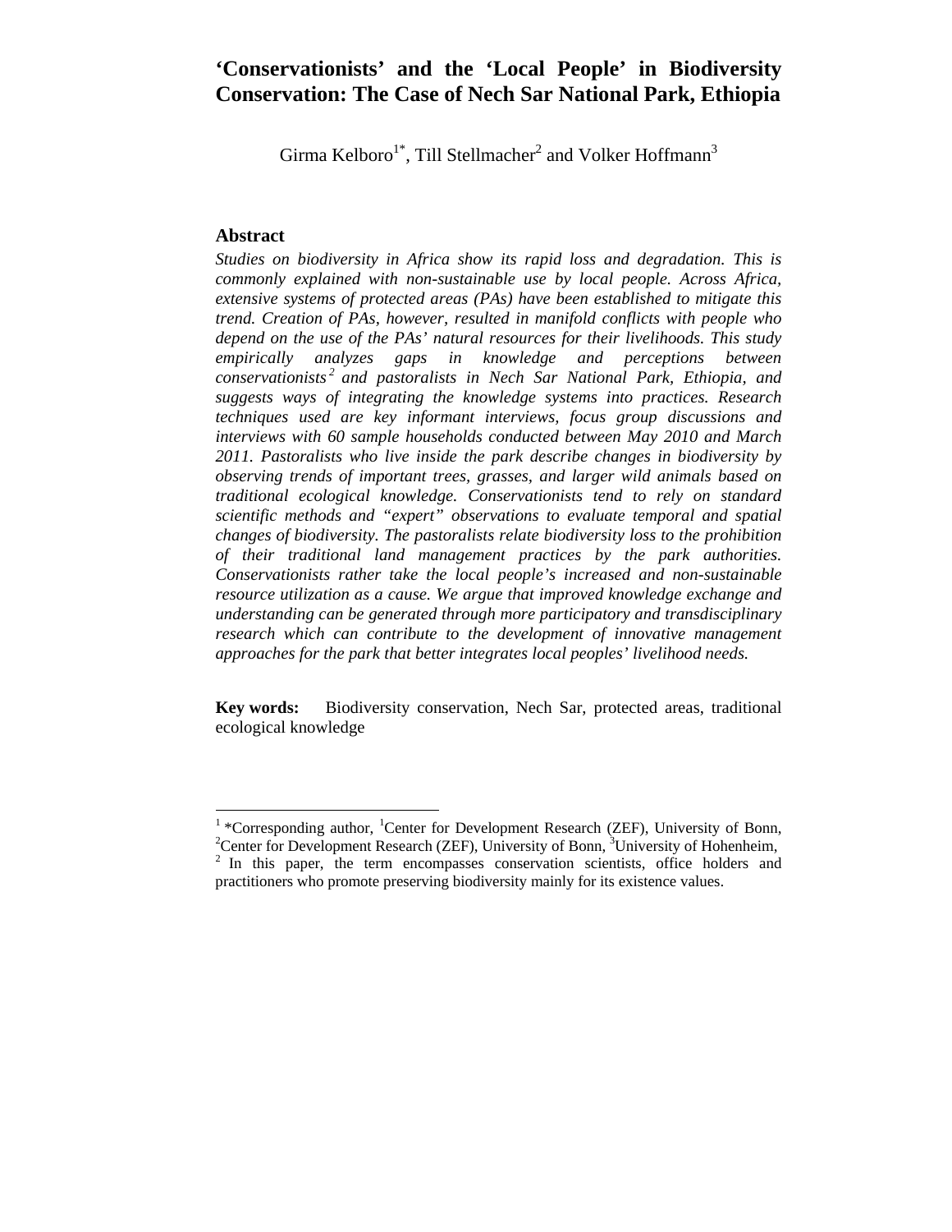# ‘Conservationists’ and the ‘Local People’ in Biodiversity Conservation: The Case of Nech Sar National Park, Ethiopia

Girma Kelboro[1*], Till Stellmacher[2] and Volker Hoffmann[3]

## Abstract

*Studies on biodiversity in Africa show its rapid loss and degradation. This is commonly explained with non-sustainable use by local people. Across Africa, extensive systems of protected areas (PAs) have been established to mitigate this trend. Creation of PAs, however, resulted in manifold conflicts with people who depend on the use of the PAs’ natural resources for their livelihoods. This study empirically analyzes gaps in knowledge and perceptions between conservationists[2] and pastoralists in Nech Sar National Park, Ethiopia, and suggests ways of integrating the knowledge systems into practices. Research techniques used are key informant interviews, focus group discussions and interviews with 60 sample households conducted between May 2010 and March 2011. Pastoralists who live inside the park describe changes in biodiversity by observing trends of important trees, grasses, and larger wild animals based on traditional ecological knowledge. Conservationists tend to rely on standard scientific methods and “expert” observations to evaluate temporal and spatial changes of biodiversity. The pastoralists relate biodiversity loss to the prohibition of their traditional land management practices by the park authorities. Conservationists rather take the local people’s increased and non-sustainable resource utilization as a cause. We argue that improved knowledge exchange and understanding can be generated through more participatory and transdisciplinary research which can contribute to the development of innovative management approaches for the park that better integrates local peoples’ livelihood needs.*

**Key words:** Biodiversity conservation, Nech Sar, protected areas, traditional ecological knowledge

---

[1] *Corresponding author, [1]Center for Development Research (ZEF), University of Bonn, [2]Center for Development Research (ZEF), University of Bonn, [3]University of Hohenheim,

[2] In this paper, the term encompasses conservation scientists, office holders and practitioners who promote preserving biodiversity mainly for its existence values.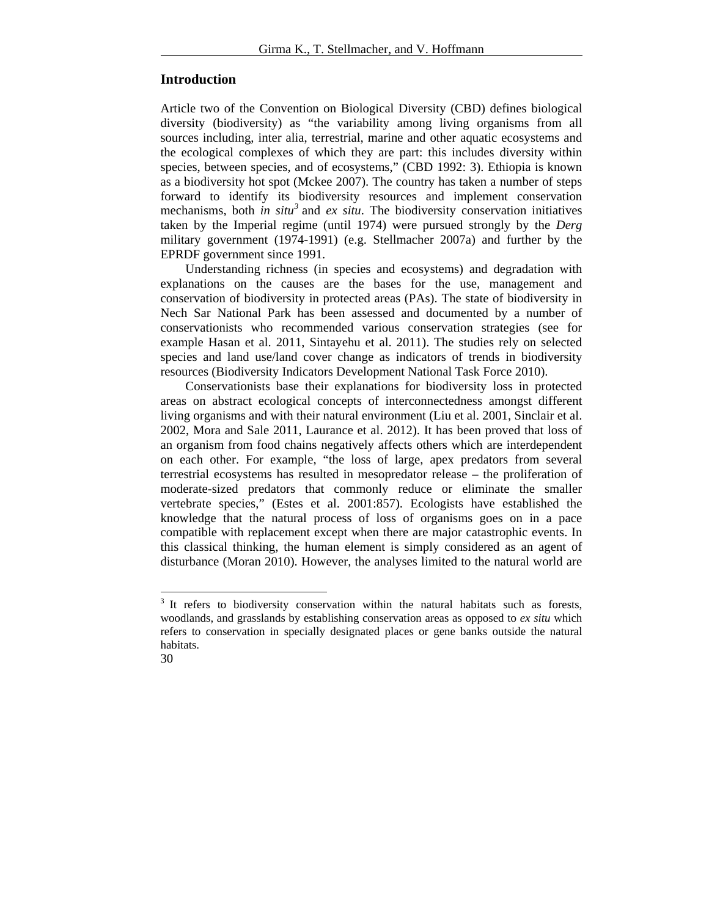## Introduction

Article two of the Convention on Biological Diversity (CBD) defines biological diversity (biodiversity) as “the variability among living organisms from all sources including, inter alia, terrestrial, marine and other aquatic ecosystems and the ecological complexes of which they are part: this includes diversity within species, between species, and of ecosystems,” (CBD 1992: 3). Ethiopia is known as a biodiversity hot spot (Mckee 2007). The country has taken a number of steps forward to identify its biodiversity resources and implement conservation mechanisms, both *in situ*[3] and *ex situ*. The biodiversity conservation initiatives taken by the Imperial regime (until 1974) were pursued strongly by the *Derg* military government (1974-1991) (e.g. Stellmacher 2007a) and further by the EPRDF government since 1991.

Understanding richness (in species and ecosystems) and degradation with explanations on the causes are the bases for the use, management and conservation of biodiversity in protected areas (PAs). The state of biodiversity in Nech Sar National Park has been assessed and documented by a number of conservationists who recommended various conservation strategies (see for example Hasan et al. 2011, Sintayehu et al. 2011). The studies rely on selected species and land use/land cover change as indicators of trends in biodiversity resources (Biodiversity Indicators Development National Task Force 2010).

Conservationists base their explanations for biodiversity loss in protected areas on abstract ecological concepts of interconnectedness amongst different living organisms and with their natural environment (Liu et al. 2001, Sinclair et al. 2002, Mora and Sale 2011, Laurance et al. 2012). It has been proved that loss of an organism from food chains negatively affects others which are interdependent on each other. For example, “the loss of large, apex predators from several terrestrial ecosystems has resulted in mesopredator release – the proliferation of moderate-sized predators that commonly reduce or eliminate the smaller vertebrate species,” (Estes et al. 2001:857). Ecologists have established the knowledge that the natural process of loss of organisms goes on in a pace compatible with replacement except when there are major catastrophic events. In this classical thinking, the human element is simply considered as an agent of disturbance (Moran 2010). However, the analyses limited to the natural world are

[3] It refers to biodiversity conservation within the natural habitats such as forests, woodlands, and grasslands by establishing conservation areas as opposed to *ex situ* which refers to conservation in specially designated places or gene banks outside the natural habitats.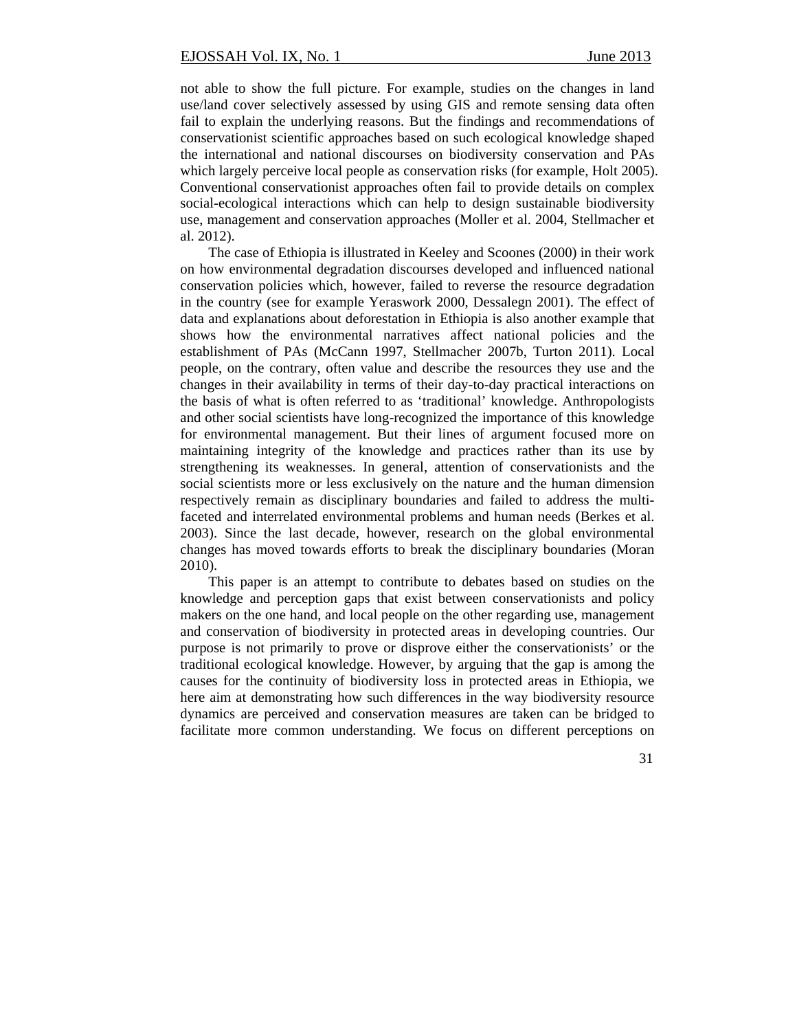not able to show the full picture. For example, studies on the changes in land use/land cover selectively assessed by using GIS and remote sensing data often fail to explain the underlying reasons. But the findings and recommendations of conservationist scientific approaches based on such ecological knowledge shaped the international and national discourses on biodiversity conservation and PAs which largely perceive local people as conservation risks (for example, Holt 2005). Conventional conservationist approaches often fail to provide details on complex social-ecological interactions which can help to design sustainable biodiversity use, management and conservation approaches (Moller et al. 2004, Stellmacher et al. 2012).

The case of Ethiopia is illustrated in Keeley and Scoones (2000) in their work on how environmental degradation discourses developed and influenced national conservation policies which, however, failed to reverse the resource degradation in the country (see for example Yeraswork 2000, Dessalegn 2001). The effect of data and explanations about deforestation in Ethiopia is also another example that shows how the environmental narratives affect national policies and the establishment of PAs (McCann 1997, Stellmacher 2007b, Turton 2011). Local people, on the contrary, often value and describe the resources they use and the changes in their availability in terms of their day-to-day practical interactions on the basis of what is often referred to as 'traditional' knowledge. Anthropologists and other social scientists have long-recognized the importance of this knowledge for environmental management. But their lines of argument focused more on maintaining integrity of the knowledge and practices rather than its use by strengthening its weaknesses. In general, attention of conservationists and the social scientists more or less exclusively on the nature and the human dimension respectively remain as disciplinary boundaries and failed to address the multi-faceted and interrelated environmental problems and human needs (Berkes et al. 2003). Since the last decade, however, research on the global environmental changes has moved towards efforts to break the disciplinary boundaries (Moran 2010).

This paper is an attempt to contribute to debates based on studies on the knowledge and perception gaps that exist between conservationists and policy makers on the one hand, and local people on the other regarding use, management and conservation of biodiversity in protected areas in developing countries. Our purpose is not primarily to prove or disprove either the conservationists' or the traditional ecological knowledge. However, by arguing that the gap is among the causes for the continuity of biodiversity loss in protected areas in Ethiopia, we here aim at demonstrating how such differences in the way biodiversity resource dynamics are perceived and conservation measures are taken can be bridged to facilitate more common understanding. We focus on different perceptions on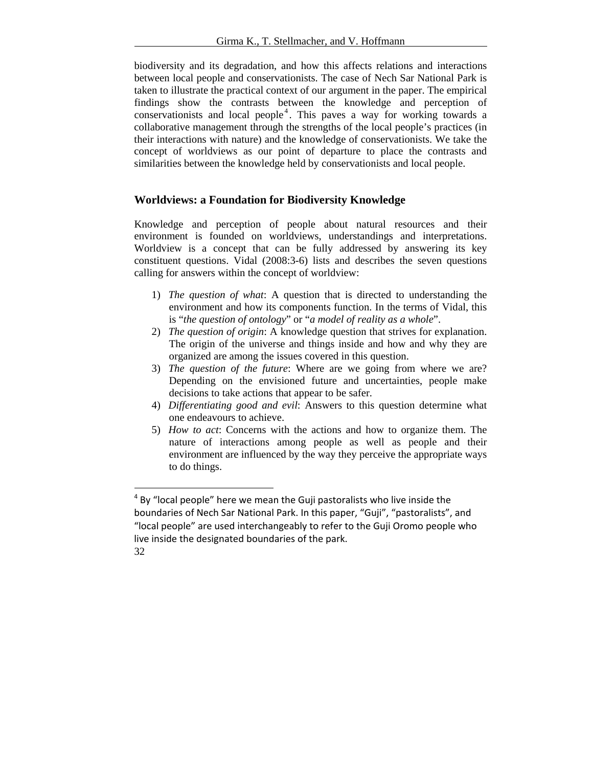biodiversity and its degradation, and how this affects relations and interactions between local people and conservationists. The case of Nech Sar National Park is taken to illustrate the practical context of our argument in the paper. The empirical findings show the contrasts between the knowledge and perception of conservationists and local people[4]. This paves a way for working towards a collaborative management through the strengths of the local people's practices (in their interactions with nature) and the knowledge of conservationists. We take the concept of worldviews as our point of departure to place the contrasts and similarities between the knowledge held by conservationists and local people.

## Worldviews: a Foundation for Biodiversity Knowledge

Knowledge and perception of people about natural resources and their environment is founded on worldviews, understandings and interpretations. Worldview is a concept that can be fully addressed by answering its key constituent questions. Vidal (2008:3-6) lists and describes the seven questions calling for answers within the concept of worldview:

1) *The question of what*: A question that is directed to understanding the environment and how its components function. In the terms of Vidal, this is "*the question of ontology*" or "*a model of reality as a whole*".
2) *The question of origin*: A knowledge question that strives for explanation. The origin of the universe and things inside and how and why they are organized are among the issues covered in this question.
3) *The question of the future*: Where are we going from where we are? Depending on the envisioned future and uncertainties, people make decisions to take actions that appear to be safer.
4) *Differentiating good and evil*: Answers to this question determine what one endeavours to achieve.
5) *How to act*: Concerns with the actions and how to organize them. The nature of interactions among people as well as people and their environment are influenced by the way they perceive the appropriate ways to do things.

[4] By "local people" here we mean the Guji pastoralists who live inside the boundaries of Nech Sar National Park. In this paper, "Guji", "pastoralists", and "local people" are used interchangeably to refer to the Guji Oromo people who live inside the designated boundaries of the park.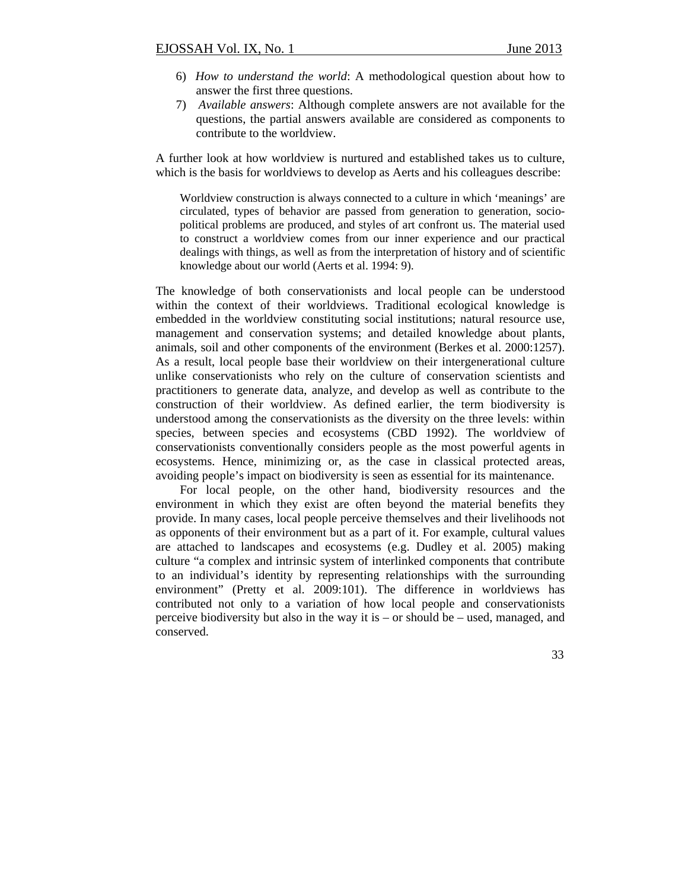6) *How to understand the world*: A methodological question about how to answer the first three questions.
7) *Available answers*: Although complete answers are not available for the questions, the partial answers available are considered as components to contribute to the worldview.

A further look at how worldview is nurtured and established takes us to culture, which is the basis for worldviews to develop as Aerts and his colleagues describe:

> Worldview construction is always connected to a culture in which 'meanings' are circulated, types of behavior are passed from generation to generation, socio-political problems are produced, and styles of art confront us. The material used to construct a worldview comes from our inner experience and our practical dealings with things, as well as from the interpretation of history and of scientific knowledge about our world (Aerts et al. 1994: 9).

The knowledge of both conservationists and local people can be understood within the context of their worldviews. Traditional ecological knowledge is embedded in the worldview constituting social institutions; natural resource use, management and conservation systems; and detailed knowledge about plants, animals, soil and other components of the environment (Berkes et al. 2000:1257). As a result, local people base their worldview on their intergenerational culture unlike conservationists who rely on the culture of conservation scientists and practitioners to generate data, analyze, and develop as well as contribute to the construction of their worldview. As defined earlier, the term biodiversity is understood among the conservationists as the diversity on the three levels: within species, between species and ecosystems (CBD 1992). The worldview of conservationists conventionally considers people as the most powerful agents in ecosystems. Hence, minimizing or, as the case in classical protected areas, avoiding people's impact on biodiversity is seen as essential for its maintenance.

For local people, on the other hand, biodiversity resources and the environment in which they exist are often beyond the material benefits they provide. In many cases, local people perceive themselves and their livelihoods not as opponents of their environment but as a part of it. For example, cultural values are attached to landscapes and ecosystems (e.g. Dudley et al. 2005) making culture "a complex and intrinsic system of interlinked components that contribute to an individual's identity by representing relationships with the surrounding environment" (Pretty et al. 2009:101). The difference in worldviews has contributed not only to a variation of how local people and conservationists perceive biodiversity but also in the way it is – or should be – used, managed, and conserved.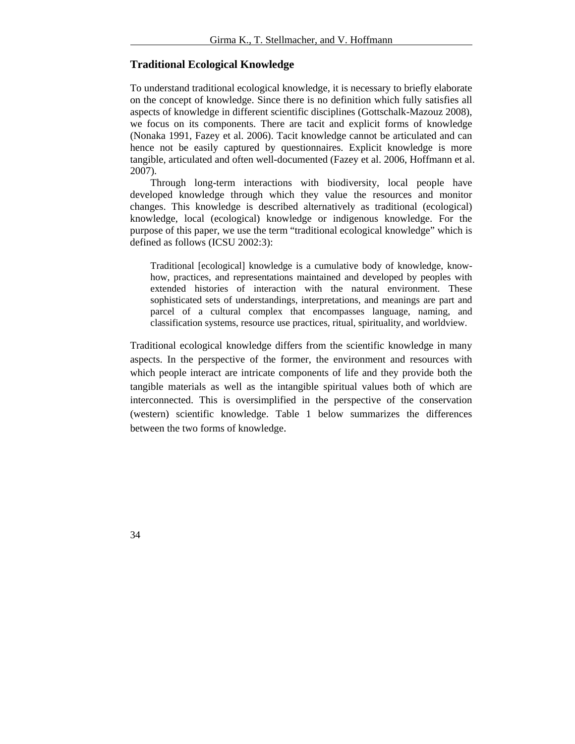## Traditional Ecological Knowledge

To understand traditional ecological knowledge, it is necessary to briefly elaborate on the concept of knowledge. Since there is no definition which fully satisfies all aspects of knowledge in different scientific disciplines (Gottschalk-Mazouz 2008), we focus on its components. There are tacit and explicit forms of knowledge (Nonaka 1991, Fazey et al. 2006). Tacit knowledge cannot be articulated and can hence not be easily captured by questionnaires. Explicit knowledge is more tangible, articulated and often well-documented (Fazey et al. 2006, Hoffmann et al. 2007).

Through long-term interactions with biodiversity, local people have developed knowledge through which they value the resources and monitor changes. This knowledge is described alternatively as traditional (ecological) knowledge, local (ecological) knowledge or indigenous knowledge. For the purpose of this paper, we use the term "traditional ecological knowledge" which is defined as follows (ICSU 2002:3):

> Traditional [ecological] knowledge is a cumulative body of knowledge, know-how, practices, and representations maintained and developed by peoples with extended histories of interaction with the natural environment. These sophisticated sets of understandings, interpretations, and meanings are part and parcel of a cultural complex that encompasses language, naming, and classification systems, resource use practices, ritual, spirituality, and worldview.

Traditional ecological knowledge differs from the scientific knowledge in many aspects. In the perspective of the former, the environment and resources with which people interact are intricate components of life and they provide both the tangible materials as well as the intangible spiritual values both of which are interconnected. This is oversimplified in the perspective of the conservation (western) scientific knowledge. Table 1 below summarizes the differences between the two forms of knowledge.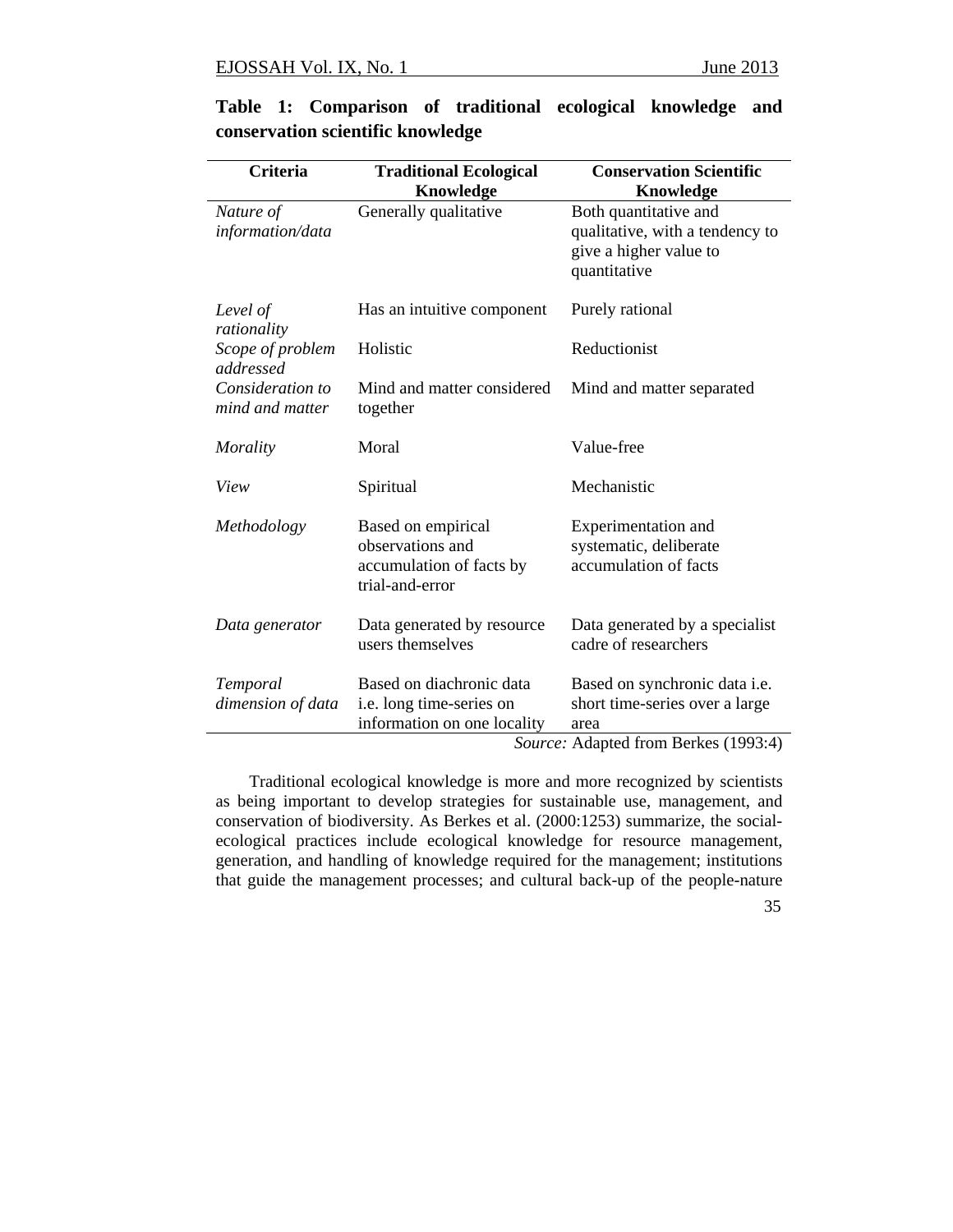**Table 1: Comparison of traditional ecological knowledge and conservation scientific knowledge**

| Criteria | Traditional Ecological Knowledge | Conservation Scientific Knowledge |
|---|---|---|
| *Nature of information/data* | Generally qualitative | Both quantitative and qualitative, with a tendency to give a higher value to quantitative |
| *Level of rationality* | Has an intuitive component | Purely rational |
| *Scope of problem addressed* | Holistic | Reductionist |
| *Consideration to mind and matter* | Mind and matter considered together | Mind and matter separated |
| *Morality* | Moral | Value-free |
| *View* | Spiritual | Mechanistic |
| *Methodology* | Based on empirical observations and accumulation of facts by trial-and-error | Experimentation and systematic, deliberate accumulation of facts |
| *Data generator* | Data generated by resource users themselves | Data generated by a specialist cadre of researchers |
| *Temporal dimension of data* | Based on diachronic data i.e. long time-series on information on one locality | Based on synchronic data i.e. short time-series over a large area |

*Source:* Adapted from Berkes (1993:4)

Traditional ecological knowledge is more and more recognized by scientists as being important to develop strategies for sustainable use, management, and conservation of biodiversity. As Berkes et al. (2000:1253) summarize, the social-ecological practices include ecological knowledge for resource management, generation, and handling of knowledge required for the management; institutions that guide the management processes; and cultural back-up of the people-nature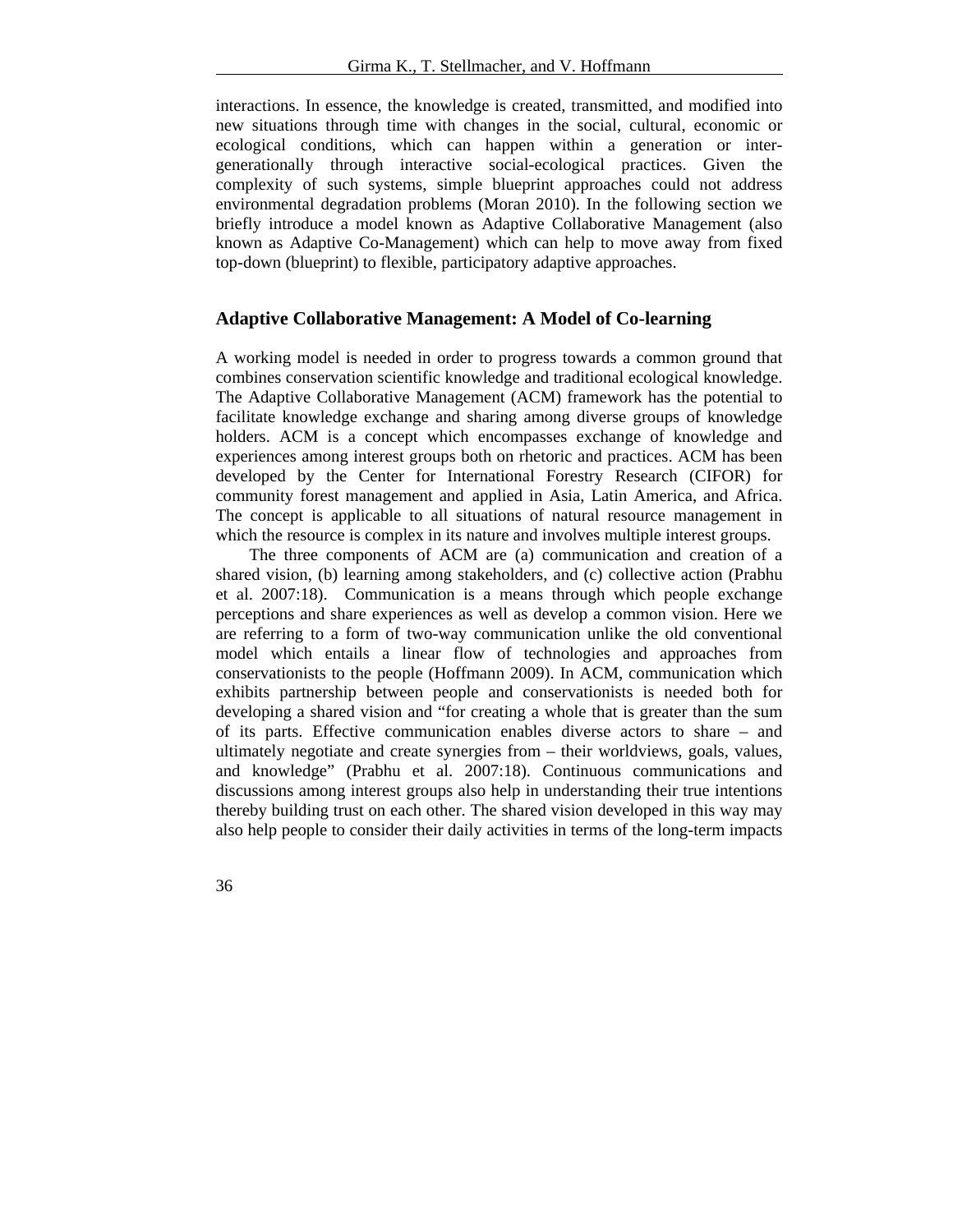interactions. In essence, the knowledge is created, transmitted, and modified into new situations through time with changes in the social, cultural, economic or ecological conditions, which can happen within a generation or inter-generationally through interactive social-ecological practices. Given the complexity of such systems, simple blueprint approaches could not address environmental degradation problems (Moran 2010). In the following section we briefly introduce a model known as Adaptive Collaborative Management (also known as Adaptive Co-Management) which can help to move away from fixed top-down (blueprint) to flexible, participatory adaptive approaches.

## Adaptive Collaborative Management: A Model of Co-learning

A working model is needed in order to progress towards a common ground that combines conservation scientific knowledge and traditional ecological knowledge. The Adaptive Collaborative Management (ACM) framework has the potential to facilitate knowledge exchange and sharing among diverse groups of knowledge holders. ACM is a concept which encompasses exchange of knowledge and experiences among interest groups both on rhetoric and practices. ACM has been developed by the Center for International Forestry Research (CIFOR) for community forest management and applied in Asia, Latin America, and Africa. The concept is applicable to all situations of natural resource management in which the resource is complex in its nature and involves multiple interest groups.

The three components of ACM are (a) communication and creation of a shared vision, (b) learning among stakeholders, and (c) collective action (Prabhu et al. 2007:18). Communication is a means through which people exchange perceptions and share experiences as well as develop a common vision. Here we are referring to a form of two-way communication unlike the old conventional model which entails a linear flow of technologies and approaches from conservationists to the people (Hoffmann 2009). In ACM, communication which exhibits partnership between people and conservationists is needed both for developing a shared vision and "for creating a whole that is greater than the sum of its parts. Effective communication enables diverse actors to share – and ultimately negotiate and create synergies from – their worldviews, goals, values, and knowledge" (Prabhu et al. 2007:18). Continuous communications and discussions among interest groups also help in understanding their true intentions thereby building trust on each other. The shared vision developed in this way may also help people to consider their daily activities in terms of the long-term impacts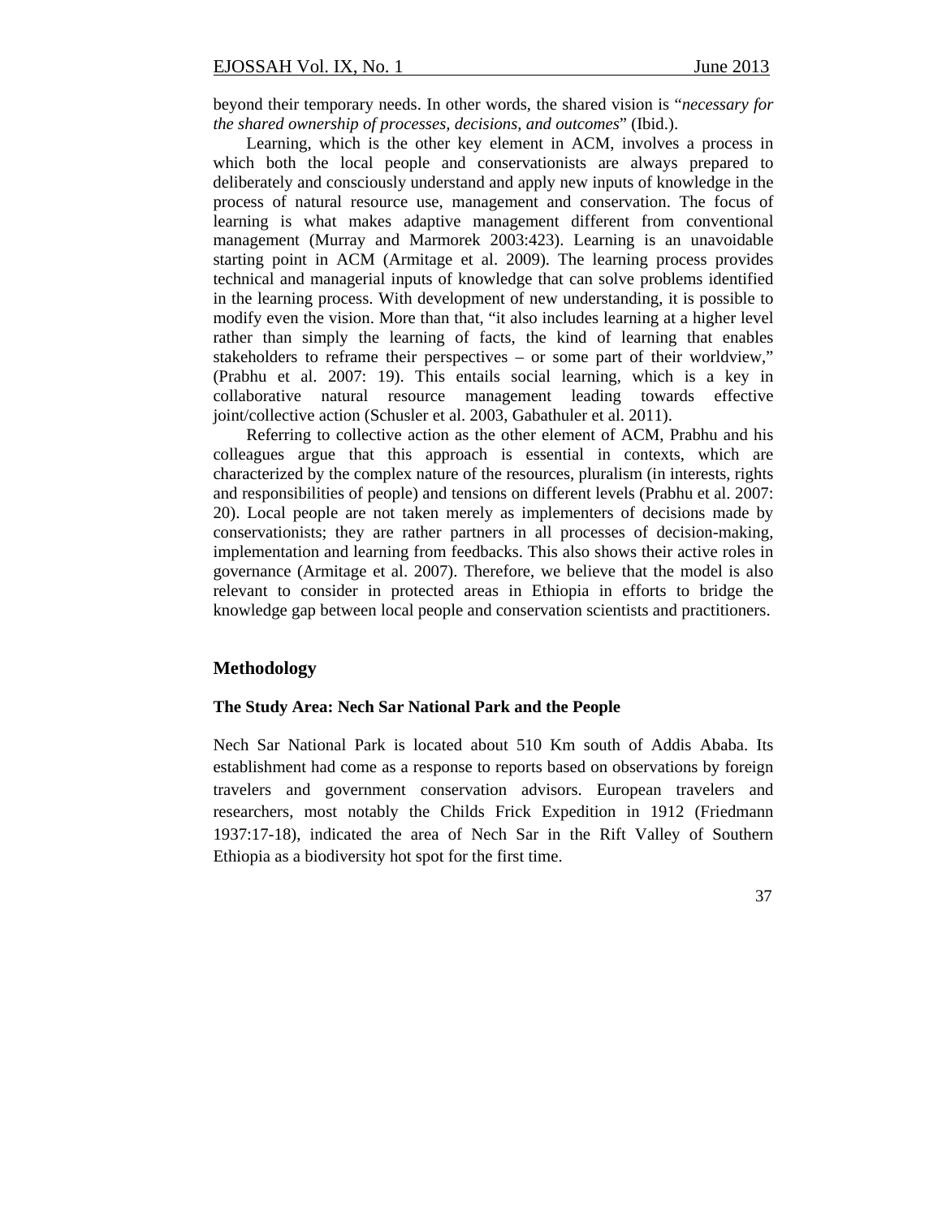beyond their temporary needs. In other words, the shared vision is "*necessary for the shared ownership of processes, decisions, and outcomes*" (Ibid.).

Learning, which is the other key element in ACM, involves a process in which both the local people and conservationists are always prepared to deliberately and consciously understand and apply new inputs of knowledge in the process of natural resource use, management and conservation. The focus of learning is what makes adaptive management different from conventional management (Murray and Marmorek 2003:423). Learning is an unavoidable starting point in ACM (Armitage et al. 2009). The learning process provides technical and managerial inputs of knowledge that can solve problems identified in the learning process. With development of new understanding, it is possible to modify even the vision. More than that, "it also includes learning at a higher level rather than simply the learning of facts, the kind of learning that enables stakeholders to reframe their perspectives – or some part of their worldview," (Prabhu et al. 2007: 19). This entails social learning, which is a key in collaborative natural resource management leading towards effective joint/collective action (Schusler et al. 2003, Gabathuler et al. 2011).

Referring to collective action as the other element of ACM, Prabhu and his colleagues argue that this approach is essential in contexts, which are characterized by the complex nature of the resources, pluralism (in interests, rights and responsibilities of people) and tensions on different levels (Prabhu et al. 2007: 20). Local people are not taken merely as implementers of decisions made by conservationists; they are rather partners in all processes of decision-making, implementation and learning from feedbacks. This also shows their active roles in governance (Armitage et al. 2007). Therefore, we believe that the model is also relevant to consider in protected areas in Ethiopia in efforts to bridge the knowledge gap between local people and conservation scientists and practitioners.

## Methodology

### The Study Area: Nech Sar National Park and the People

Nech Sar National Park is located about 510 Km south of Addis Ababa. Its establishment had come as a response to reports based on observations by foreign travelers and government conservation advisors. European travelers and researchers, most notably the Childs Frick Expedition in 1912 (Friedmann 1937:17-18), indicated the area of Nech Sar in the Rift Valley of Southern Ethiopia as a biodiversity hot spot for the first time.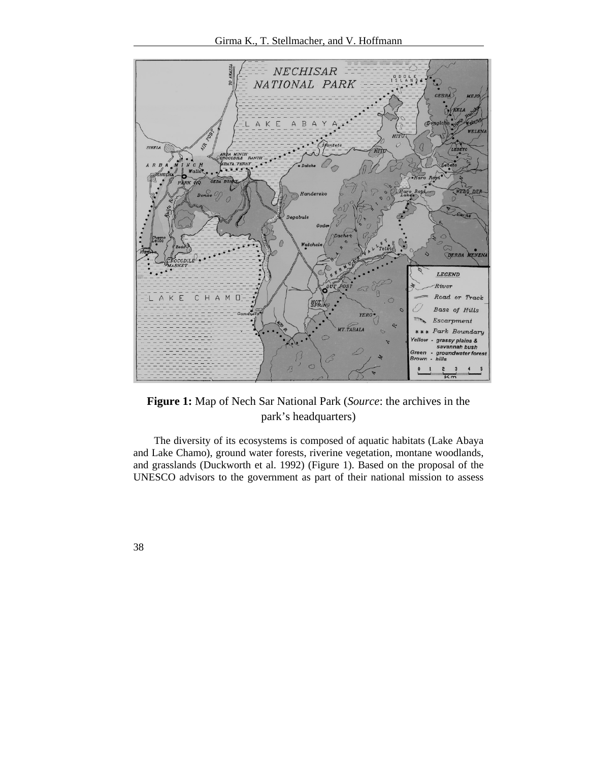**Figure 1:** Map of Nech Sar National Park (*Source*: the archives in the park's headquarters)

The diversity of its ecosystems is composed of aquatic habitats (Lake Abaya and Lake Chamo), ground water forests, riverine vegetation, montane woodlands, and grasslands (Duckworth et al. 1992) (Figure 1). Based on the proposal of the UNESCO advisors to the government as part of their national mission to assess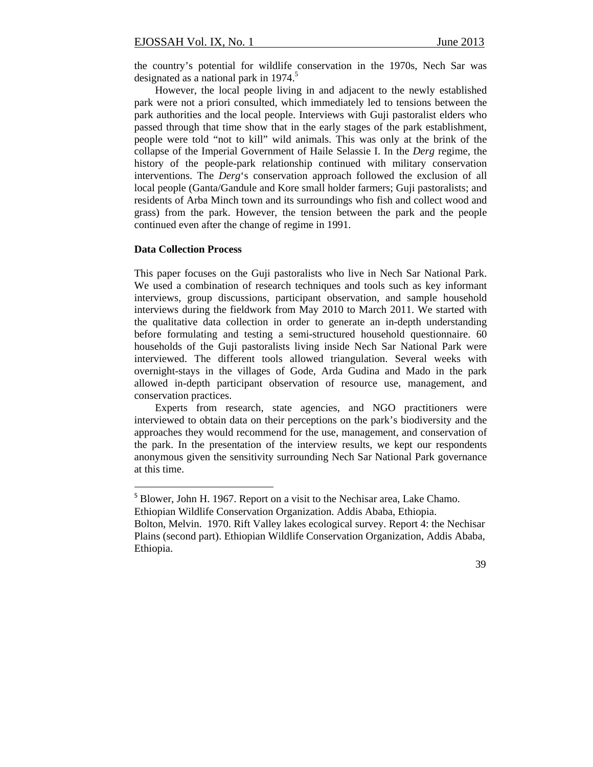the country's potential for wildlife conservation in the 1970s, Nech Sar was designated as a national park in 1974.[5]

However, the local people living in and adjacent to the newly established park were not a priori consulted, which immediately led to tensions between the park authorities and the local people. Interviews with Guji pastoralist elders who passed through that time show that in the early stages of the park establishment, people were told "not to kill" wild animals. This was only at the brink of the collapse of the Imperial Government of Haile Selassie I. In the *Derg* regime, the history of the people-park relationship continued with military conservation interventions. The *Derg*'s conservation approach followed the exclusion of all local people (Ganta/Gandule and Kore small holder farmers; Guji pastoralists; and residents of Arba Minch town and its surroundings who fish and collect wood and grass) from the park. However, the tension between the park and the people continued even after the change of regime in 1991.

**Data Collection Process**

This paper focuses on the Guji pastoralists who live in Nech Sar National Park. We used a combination of research techniques and tools such as key informant interviews, group discussions, participant observation, and sample household interviews during the fieldwork from May 2010 to March 2011. We started with the qualitative data collection in order to generate an in-depth understanding before formulating and testing a semi-structured household questionnaire. 60 households of the Guji pastoralists living inside Nech Sar National Park were interviewed. The different tools allowed triangulation. Several weeks with overnight-stays in the villages of Gode, Arda Gudina and Mado in the park allowed in-depth participant observation of resource use, management, and conservation practices.

Experts from research, state agencies, and NGO practitioners were interviewed to obtain data on their perceptions on the park's biodiversity and the approaches they would recommend for the use, management, and conservation of the park. In the presentation of the interview results, we kept our respondents anonymous given the sensitivity surrounding Nech Sar National Park governance at this time.

---

[5] Blower, John H. 1967. Report on a visit to the Nechisar area, Lake Chamo. Ethiopian Wildlife Conservation Organization. Addis Ababa, Ethiopia.
Bolton, Melvin. 1970. Rift Valley lakes ecological survey. Report 4: the Nechisar Plains (second part). Ethiopian Wildlife Conservation Organization, Addis Ababa, Ethiopia.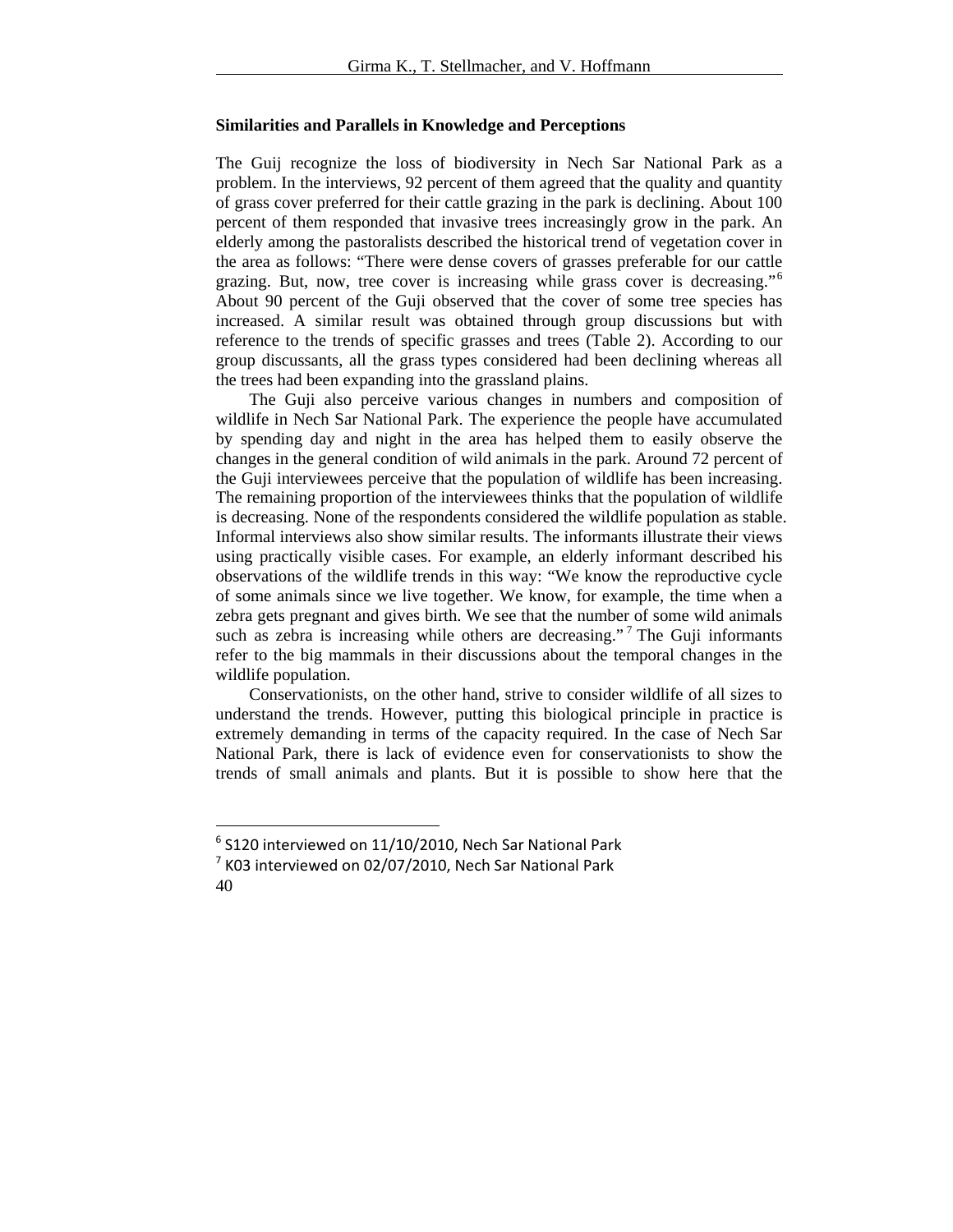### Similarities and Parallels in Knowledge and Perceptions

The Guij recognize the loss of biodiversity in Nech Sar National Park as a problem. In the interviews, 92 percent of them agreed that the quality and quantity of grass cover preferred for their cattle grazing in the park is declining. About 100 percent of them responded that invasive trees increasingly grow in the park. An elderly among the pastoralists described the historical trend of vegetation cover in the area as follows: "There were dense covers of grasses preferable for our cattle grazing. But, now, tree cover is increasing while grass cover is decreasing."[6] About 90 percent of the Guji observed that the cover of some tree species has increased. A similar result was obtained through group discussions but with reference to the trends of specific grasses and trees (Table 2). According to our group discussants, all the grass types considered had been declining whereas all the trees had been expanding into the grassland plains.

The Guji also perceive various changes in numbers and composition of wildlife in Nech Sar National Park. The experience the people have accumulated by spending day and night in the area has helped them to easily observe the changes in the general condition of wild animals in the park. Around 72 percent of the Guji interviewees perceive that the population of wildlife has been increasing. The remaining proportion of the interviewees thinks that the population of wildlife is decreasing. None of the respondents considered the wildlife population as stable. Informal interviews also show similar results. The informants illustrate their views using practically visible cases. For example, an elderly informant described his observations of the wildlife trends in this way: "We know the reproductive cycle of some animals since we live together. We know, for example, the time when a zebra gets pregnant and gives birth. We see that the number of some wild animals such as zebra is increasing while others are decreasing."[7] The Guji informants refer to the big mammals in their discussions about the temporal changes in the wildlife population.

Conservationists, on the other hand, strive to consider wildlife of all sizes to understand the trends. However, putting this biological principle in practice is extremely demanding in terms of the capacity required. In the case of Nech Sar National Park, there is lack of evidence even for conservationists to show the trends of small animals and plants. But it is possible to show here that the

---

[6] S120 interviewed on 11/10/2010, Nech Sar National Park

[7] K03 interviewed on 02/07/2010, Nech Sar National Park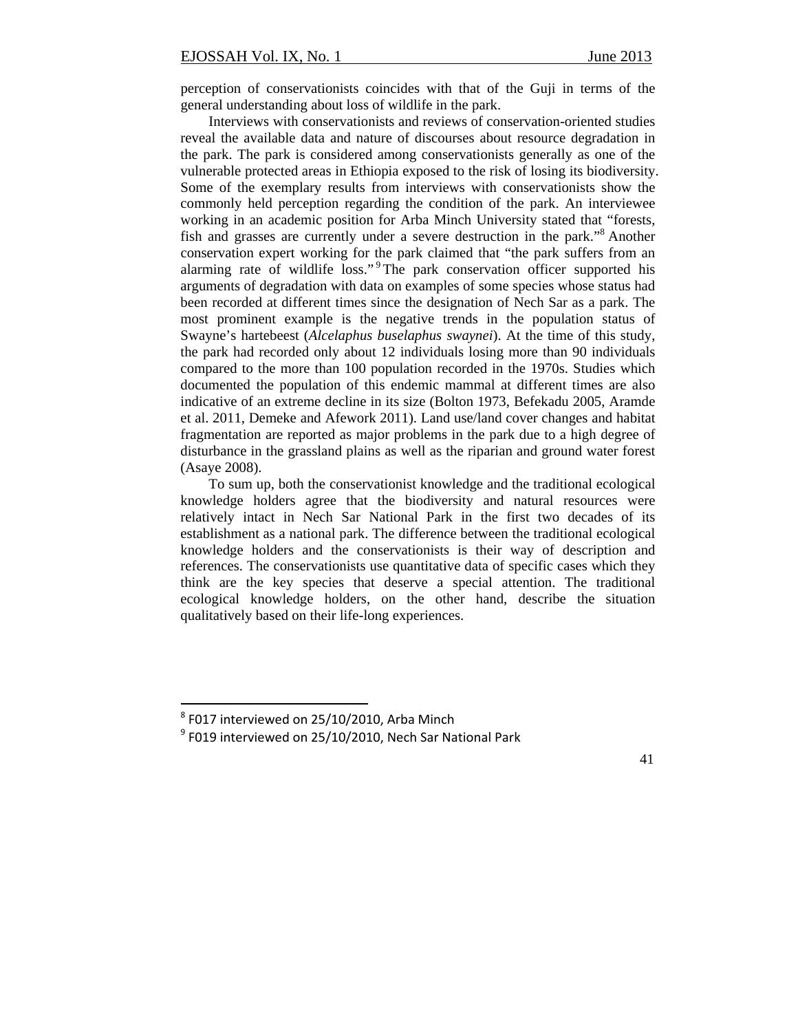perception of conservationists coincides with that of the Guji in terms of the general understanding about loss of wildlife in the park.

Interviews with conservationists and reviews of conservation-oriented studies reveal the available data and nature of discourses about resource degradation in the park. The park is considered among conservationists generally as one of the vulnerable protected areas in Ethiopia exposed to the risk of losing its biodiversity. Some of the exemplary results from interviews with conservationists show the commonly held perception regarding the condition of the park. An interviewee working in an academic position for Arba Minch University stated that "forests, fish and grasses are currently under a severe destruction in the park."[8] Another conservation expert working for the park claimed that "the park suffers from an alarming rate of wildlife loss."[9] The park conservation officer supported his arguments of degradation with data on examples of some species whose status had been recorded at different times since the designation of Nech Sar as a park. The most prominent example is the negative trends in the population status of Swayne's hartebeest (*Alcelaphus buselaphus swaynei*). At the time of this study, the park had recorded only about 12 individuals losing more than 90 individuals compared to the more than 100 population recorded in the 1970s. Studies which documented the population of this endemic mammal at different times are also indicative of an extreme decline in its size (Bolton 1973, Befekadu 2005, Aramde et al. 2011, Demeke and Afework 2011). Land use/land cover changes and habitat fragmentation are reported as major problems in the park due to a high degree of disturbance in the grassland plains as well as the riparian and ground water forest (Asaye 2008).

To sum up, both the conservationist knowledge and the traditional ecological knowledge holders agree that the biodiversity and natural resources were relatively intact in Nech Sar National Park in the first two decades of its establishment as a national park. The difference between the traditional ecological knowledge holders and the conservationists is their way of description and references. The conservationists use quantitative data of specific cases which they think are the key species that deserve a special attention. The traditional ecological knowledge holders, on the other hand, describe the situation qualitatively based on their life-long experiences.

---

[8] F017 interviewed on 25/10/2010, Arba Minch

[9] F019 interviewed on 25/10/2010, Nech Sar National Park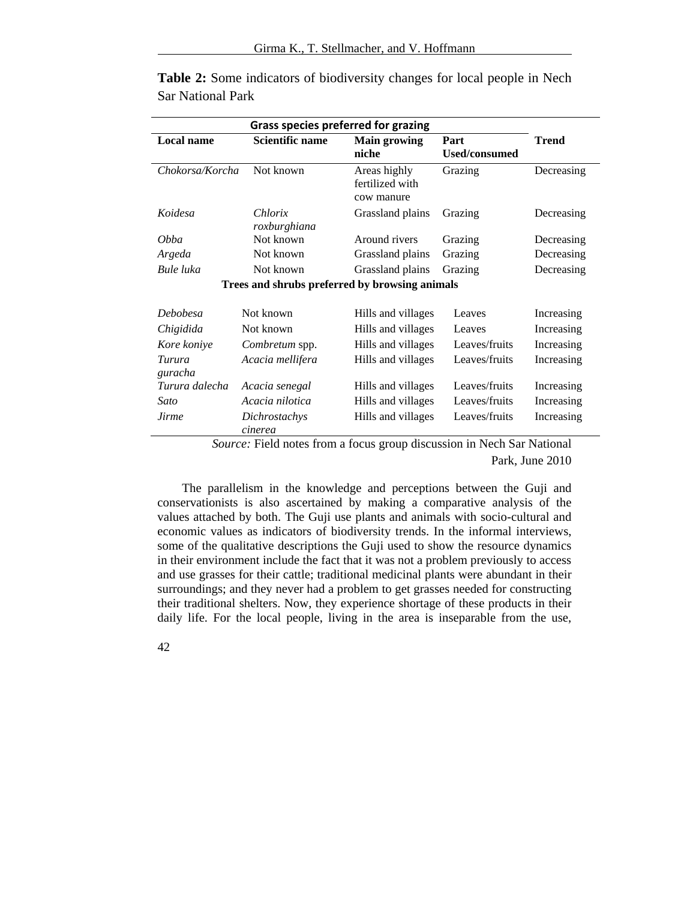**Table 2:** Some indicators of biodiversity changes for local people in Nech Sar National Park

| Local name | Scientific name | Main growing niche | Part Used/consumed | Trend |
|---|---|---|---|---|
| **Grass species preferred for grazing** | | | | |
| *Chokorsa/Korcha* | Not known | Areas highly fertilized with cow manure | Grazing | Decreasing |
| *Koidesa* | *Chlorix roxburghiana* | Grassland plains | Grazing | Decreasing |
| *Obba* | Not known | Around rivers | Grazing | Decreasing |
| *Argeda* | Not known | Grassland plains | Grazing | Decreasing |
| *Bule luka* | Not known | Grassland plains | Grazing | Decreasing |
| **Trees and shrubs preferred by browsing animals** | | | | |
| *Debobesa* | Not known | Hills and villages | Leaves | Increasing |
| *Chigidida* | Not known | Hills and villages | Leaves | Increasing |
| *Kore koniye* | *Combretum* spp. | Hills and villages | Leaves/fruits | Increasing |
| *Turura guracha* | *Acacia mellifera* | Hills and villages | Leaves/fruits | Increasing |
| *Turura dalecha* | *Acacia senegal* | Hills and villages | Leaves/fruits | Increasing |
| *Sato* | *Acacia nilotica* | Hills and villages | Leaves/fruits | Increasing |
| *Jirme* | *Dichrostachys cinerea* | Hills and villages | Leaves/fruits | Increasing |

*Source:* Field notes from a focus group discussion in Nech Sar National Park, June 2010

The parallelism in the knowledge and perceptions between the Guji and conservationists is also ascertained by making a comparative analysis of the values attached by both. The Guji use plants and animals with socio-cultural and economic values as indicators of biodiversity trends. In the informal interviews, some of the qualitative descriptions the Guji used to show the resource dynamics in their environment include the fact that it was not a problem previously to access and use grasses for their cattle; traditional medicinal plants were abundant in their surroundings; and they never had a problem to get grasses needed for constructing their traditional shelters. Now, they experience shortage of these products in their daily life. For the local people, living in the area is inseparable from the use,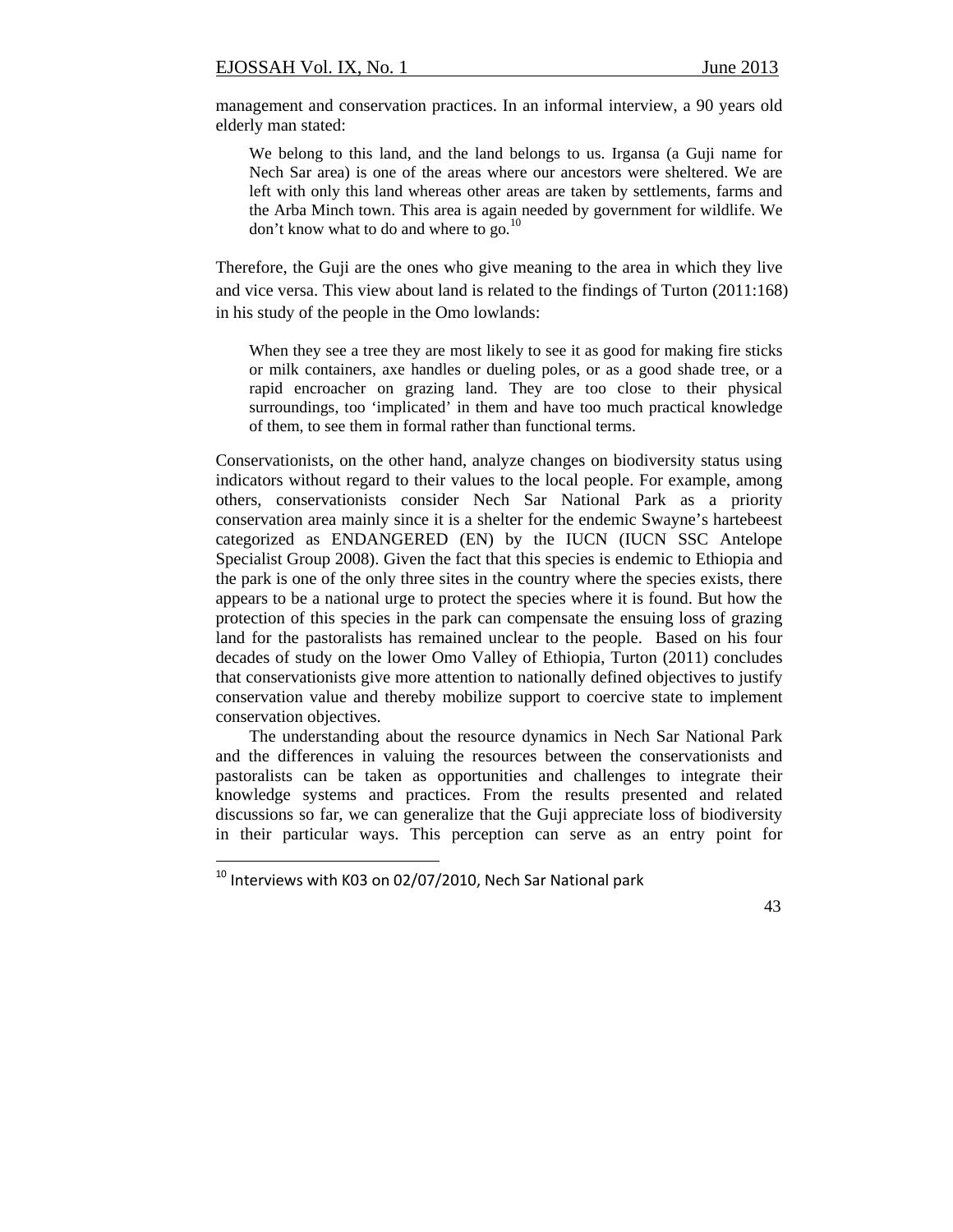management and conservation practices. In an informal interview, a 90 years old elderly man stated:

> We belong to this land, and the land belongs to us. Irgansa (a Guji name for Nech Sar area) is one of the areas where our ancestors were sheltered. We are left with only this land whereas other areas are taken by settlements, farms and the Arba Minch town. This area is again needed by government for wildlife. We don't know what to do and where to go.[10]

Therefore, the Guji are the ones who give meaning to the area in which they live and vice versa. This view about land is related to the findings of Turton (2011:168) in his study of the people in the Omo lowlands:

> When they see a tree they are most likely to see it as good for making fire sticks or milk containers, axe handles or dueling poles, or as a good shade tree, or a rapid encroacher on grazing land. They are too close to their physical surroundings, too 'implicated' in them and have too much practical knowledge of them, to see them in formal rather than functional terms.

Conservationists, on the other hand, analyze changes on biodiversity status using indicators without regard to their values to the local people. For example, among others, conservationists consider Nech Sar National Park as a priority conservation area mainly since it is a shelter for the endemic Swayne's hartebeest categorized as ENDANGERED (EN) by the IUCN (IUCN SSC Antelope Specialist Group 2008). Given the fact that this species is endemic to Ethiopia and the park is one of the only three sites in the country where the species exists, there appears to be a national urge to protect the species where it is found. But how the protection of this species in the park can compensate the ensuing loss of grazing land for the pastoralists has remained unclear to the people. Based on his four decades of study on the lower Omo Valley of Ethiopia, Turton (2011) concludes that conservationists give more attention to nationally defined objectives to justify conservation value and thereby mobilize support to coercive state to implement conservation objectives.

The understanding about the resource dynamics in Nech Sar National Park and the differences in valuing the resources between the conservationists and pastoralists can be taken as opportunities and challenges to integrate their knowledge systems and practices. From the results presented and related discussions so far, we can generalize that the Guji appreciate loss of biodiversity in their particular ways. This perception can serve as an entry point for

---

[10] Interviews with K03 on 02/07/2010, Nech Sar National park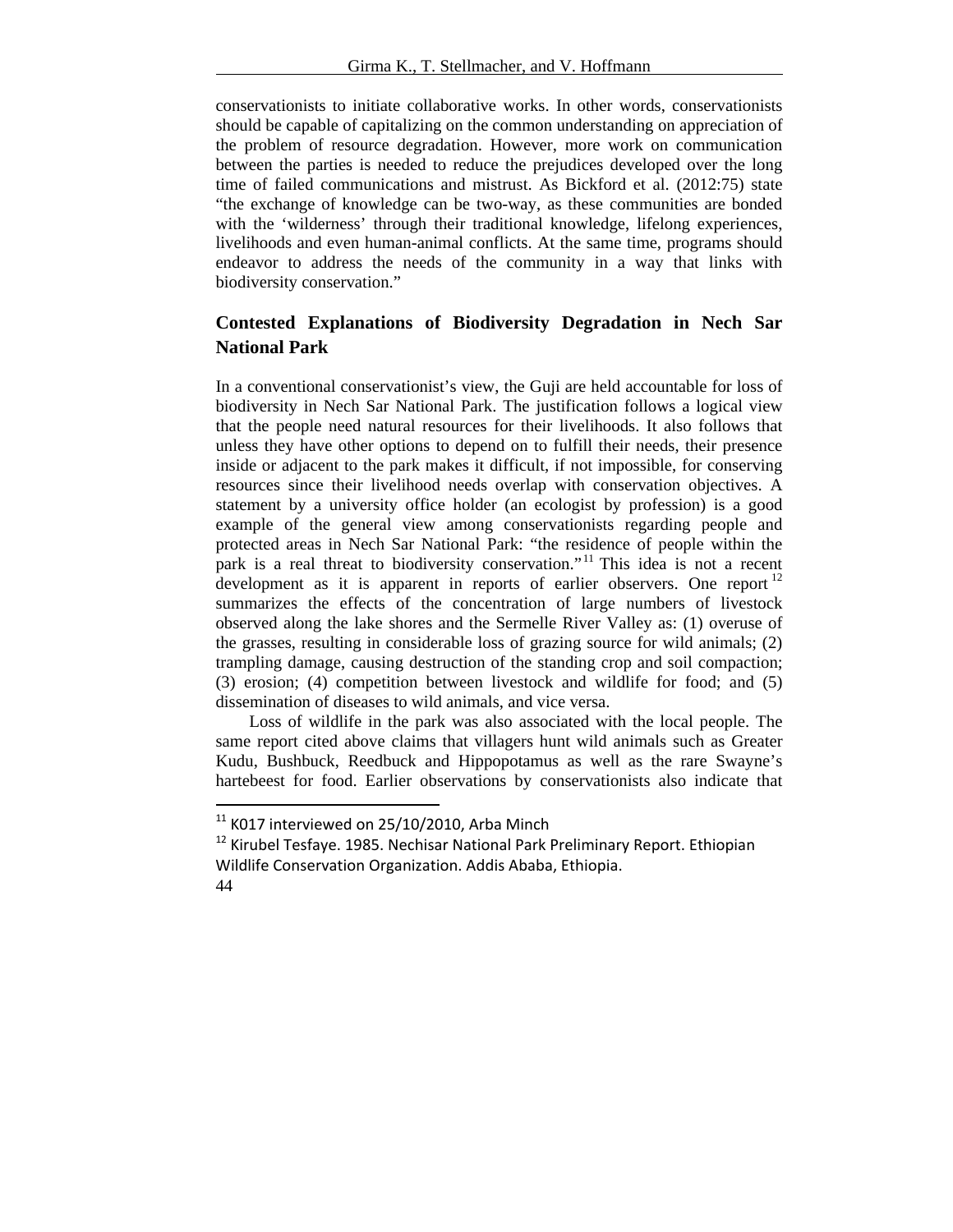conservationists to initiate collaborative works. In other words, conservationists should be capable of capitalizing on the common understanding on appreciation of the problem of resource degradation. However, more work on communication between the parties is needed to reduce the prejudices developed over the long time of failed communications and mistrust. As Bickford et al. (2012:75) state "the exchange of knowledge can be two-way, as these communities are bonded with the 'wilderness' through their traditional knowledge, lifelong experiences, livelihoods and even human-animal conflicts. At the same time, programs should endeavor to address the needs of the community in a way that links with biodiversity conservation."

## Contested Explanations of Biodiversity Degradation in Nech Sar National Park

In a conventional conservationist's view, the Guji are held accountable for loss of biodiversity in Nech Sar National Park. The justification follows a logical view that the people need natural resources for their livelihoods. It also follows that unless they have other options to depend on to fulfill their needs, their presence inside or adjacent to the park makes it difficult, if not impossible, for conserving resources since their livelihood needs overlap with conservation objectives. A statement by a university office holder (an ecologist by profession) is a good example of the general view among conservationists regarding people and protected areas in Nech Sar National Park: "the residence of people within the park is a real threat to biodiversity conservation."[11] This idea is not a recent development as it is apparent in reports of earlier observers. One report[12] summarizes the effects of the concentration of large numbers of livestock observed along the lake shores and the Sermelle River Valley as: (1) overuse of the grasses, resulting in considerable loss of grazing source for wild animals; (2) trampling damage, causing destruction of the standing crop and soil compaction; (3) erosion; (4) competition between livestock and wildlife for food; and (5) dissemination of diseases to wild animals, and vice versa.

Loss of wildlife in the park was also associated with the local people. The same report cited above claims that villagers hunt wild animals such as Greater Kudu, Bushbuck, Reedbuck and Hippopotamus as well as the rare Swayne's hartebeest for food. Earlier observations by conservationists also indicate that

[11] K017 interviewed on 25/10/2010, Arba Minch

[12] Kirubel Tesfaye. 1985. Nechisar National Park Preliminary Report. Ethiopian Wildlife Conservation Organization. Addis Ababa, Ethiopia.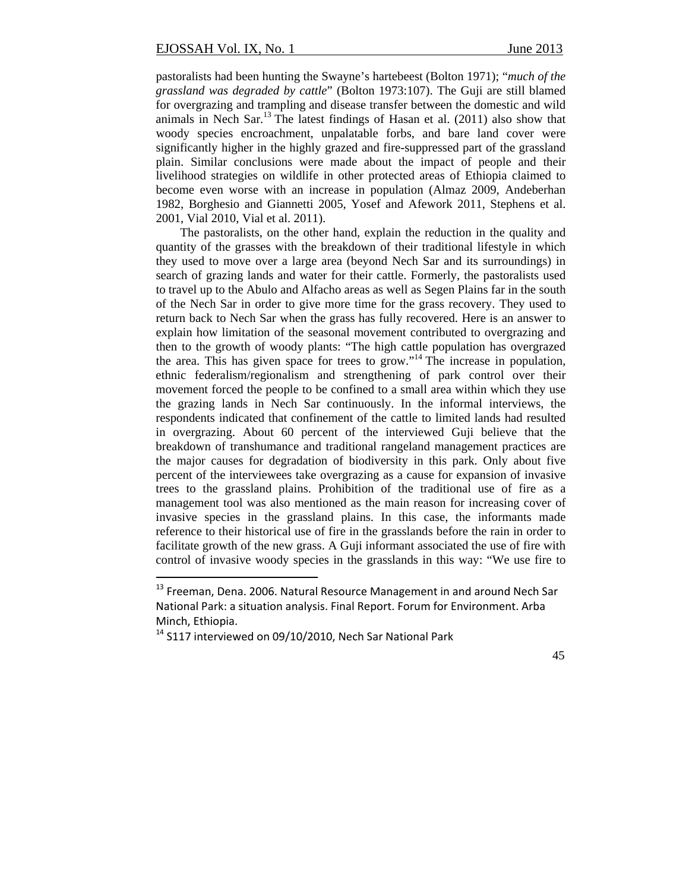pastoralists had been hunting the Swayne's hartebeest (Bolton 1971); "*much of the grassland was degraded by cattle*" (Bolton 1973:107). The Guji are still blamed for overgrazing and trampling and disease transfer between the domestic and wild animals in Nech Sar.[13] The latest findings of Hasan et al. (2011) also show that woody species encroachment, unpalatable forbs, and bare land cover were significantly higher in the highly grazed and fire-suppressed part of the grassland plain. Similar conclusions were made about the impact of people and their livelihood strategies on wildlife in other protected areas of Ethiopia claimed to become even worse with an increase in population (Almaz 2009, Andeberhan 1982, Borghesio and Giannetti 2005, Yosef and Afework 2011, Stephens et al. 2001, Vial 2010, Vial et al. 2011).

The pastoralists, on the other hand, explain the reduction in the quality and quantity of the grasses with the breakdown of their traditional lifestyle in which they used to move over a large area (beyond Nech Sar and its surroundings) in search of grazing lands and water for their cattle. Formerly, the pastoralists used to travel up to the Abulo and Alfacho areas as well as Segen Plains far in the south of the Nech Sar in order to give more time for the grass recovery. They used to return back to Nech Sar when the grass has fully recovered. Here is an answer to explain how limitation of the seasonal movement contributed to overgrazing and then to the growth of woody plants: "The high cattle population has overgrazed the area. This has given space for trees to grow."[14] The increase in population, ethnic federalism/regionalism and strengthening of park control over their movement forced the people to be confined to a small area within which they use the grazing lands in Nech Sar continuously. In the informal interviews, the respondents indicated that confinement of the cattle to limited lands had resulted in overgrazing. About 60 percent of the interviewed Guji believe that the breakdown of transhumance and traditional rangeland management practices are the major causes for degradation of biodiversity in this park. Only about five percent of the interviewees take overgrazing as a cause for expansion of invasive trees to the grassland plains. Prohibition of the traditional use of fire as a management tool was also mentioned as the main reason for increasing cover of invasive species in the grassland plains. In this case, the informants made reference to their historical use of fire in the grasslands before the rain in order to facilitate growth of the new grass. A Guji informant associated the use of fire with control of invasive woody species in the grasslands in this way: "We use fire to

---

[13] Freeman, Dena. 2006. Natural Resource Management in and around Nech Sar National Park: a situation analysis. Final Report. Forum for Environment. Arba Minch, Ethiopia.

[14] S117 interviewed on 09/10/2010, Nech Sar National Park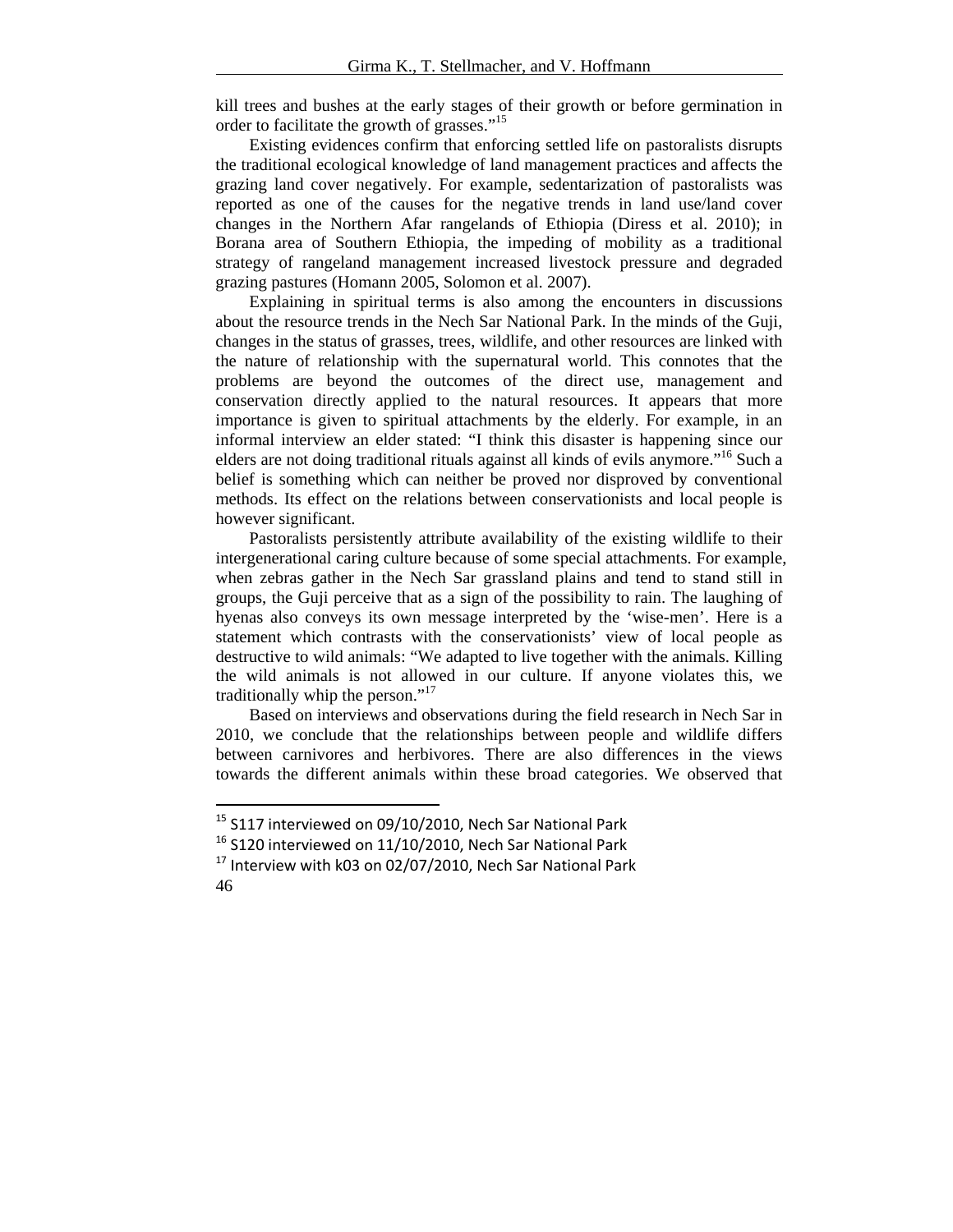kill trees and bushes at the early stages of their growth or before germination in order to facilitate the growth of grasses."[15]

Existing evidences confirm that enforcing settled life on pastoralists disrupts the traditional ecological knowledge of land management practices and affects the grazing land cover negatively. For example, sedentarization of pastoralists was reported as one of the causes for the negative trends in land use/land cover changes in the Northern Afar rangelands of Ethiopia (Diress et al. 2010); in Borana area of Southern Ethiopia, the impeding of mobility as a traditional strategy of rangeland management increased livestock pressure and degraded grazing pastures (Homann 2005, Solomon et al. 2007).

Explaining in spiritual terms is also among the encounters in discussions about the resource trends in the Nech Sar National Park. In the minds of the Guji, changes in the status of grasses, trees, wildlife, and other resources are linked with the nature of relationship with the supernatural world. This connotes that the problems are beyond the outcomes of the direct use, management and conservation directly applied to the natural resources. It appears that more importance is given to spiritual attachments by the elderly. For example, in an informal interview an elder stated: "I think this disaster is happening since our elders are not doing traditional rituals against all kinds of evils anymore."[16] Such a belief is something which can neither be proved nor disproved by conventional methods. Its effect on the relations between conservationists and local people is however significant.

Pastoralists persistently attribute availability of the existing wildlife to their intergenerational caring culture because of some special attachments. For example, when zebras gather in the Nech Sar grassland plains and tend to stand still in groups, the Guji perceive that as a sign of the possibility to rain. The laughing of hyenas also conveys its own message interpreted by the 'wise-men'. Here is a statement which contrasts with the conservationists' view of local people as destructive to wild animals: "We adapted to live together with the animals. Killing the wild animals is not allowed in our culture. If anyone violates this, we traditionally whip the person."[17]

Based on interviews and observations during the field research in Nech Sar in 2010, we conclude that the relationships between people and wildlife differs between carnivores and herbivores. There are also differences in the views towards the different animals within these broad categories. We observed that

---

[15] S117 interviewed on 09/10/2010, Nech Sar National Park

[16] S120 interviewed on 11/10/2010, Nech Sar National Park

[17] Interview with k03 on 02/07/2010, Nech Sar National Park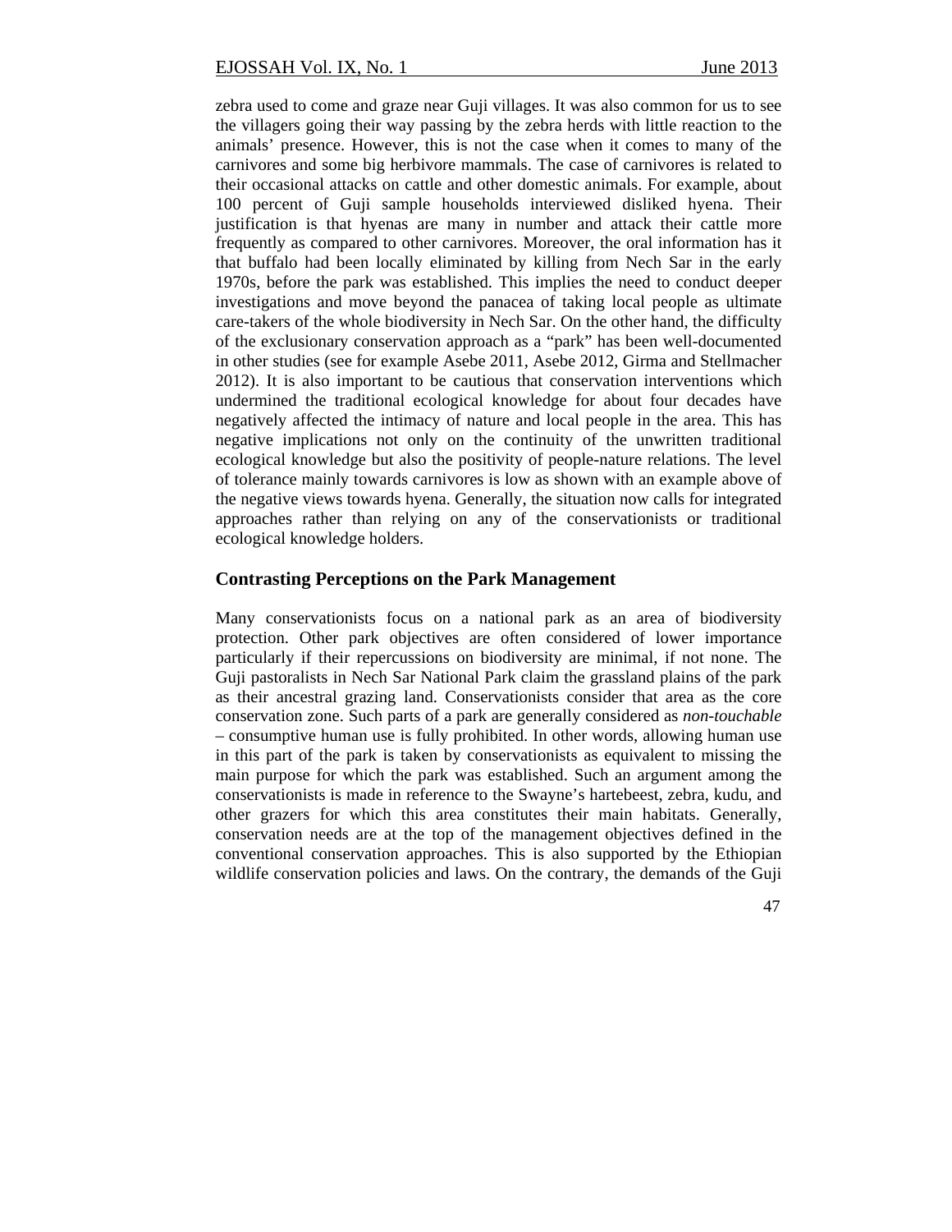zebra used to come and graze near Guji villages. It was also common for us to see the villagers going their way passing by the zebra herds with little reaction to the animals' presence. However, this is not the case when it comes to many of the carnivores and some big herbivore mammals. The case of carnivores is related to their occasional attacks on cattle and other domestic animals. For example, about 100 percent of Guji sample households interviewed disliked hyena. Their justification is that hyenas are many in number and attack their cattle more frequently as compared to other carnivores. Moreover, the oral information has it that buffalo had been locally eliminated by killing from Nech Sar in the early 1970s, before the park was established. This implies the need to conduct deeper investigations and move beyond the panacea of taking local people as ultimate care-takers of the whole biodiversity in Nech Sar. On the other hand, the difficulty of the exclusionary conservation approach as a "park" has been well-documented in other studies (see for example Asebe 2011, Asebe 2012, Girma and Stellmacher 2012). It is also important to be cautious that conservation interventions which undermined the traditional ecological knowledge for about four decades have negatively affected the intimacy of nature and local people in the area. This has negative implications not only on the continuity of the unwritten traditional ecological knowledge but also the positivity of people-nature relations. The level of tolerance mainly towards carnivores is low as shown with an example above of the negative views towards hyena. Generally, the situation now calls for integrated approaches rather than relying on any of the conservationists or traditional ecological knowledge holders.

## Contrasting Perceptions on the Park Management

Many conservationists focus on a national park as an area of biodiversity protection. Other park objectives are often considered of lower importance particularly if their repercussions on biodiversity are minimal, if not none. The Guji pastoralists in Nech Sar National Park claim the grassland plains of the park as their ancestral grazing land. Conservationists consider that area as the core conservation zone. Such parts of a park are generally considered as *non-touchable* – consumptive human use is fully prohibited. In other words, allowing human use in this part of the park is taken by conservationists as equivalent to missing the main purpose for which the park was established. Such an argument among the conservationists is made in reference to the Swayne's hartebeest, zebra, kudu, and other grazers for which this area constitutes their main habitats. Generally, conservation needs are at the top of the management objectives defined in the conventional conservation approaches. This is also supported by the Ethiopian wildlife conservation policies and laws. On the contrary, the demands of the Guji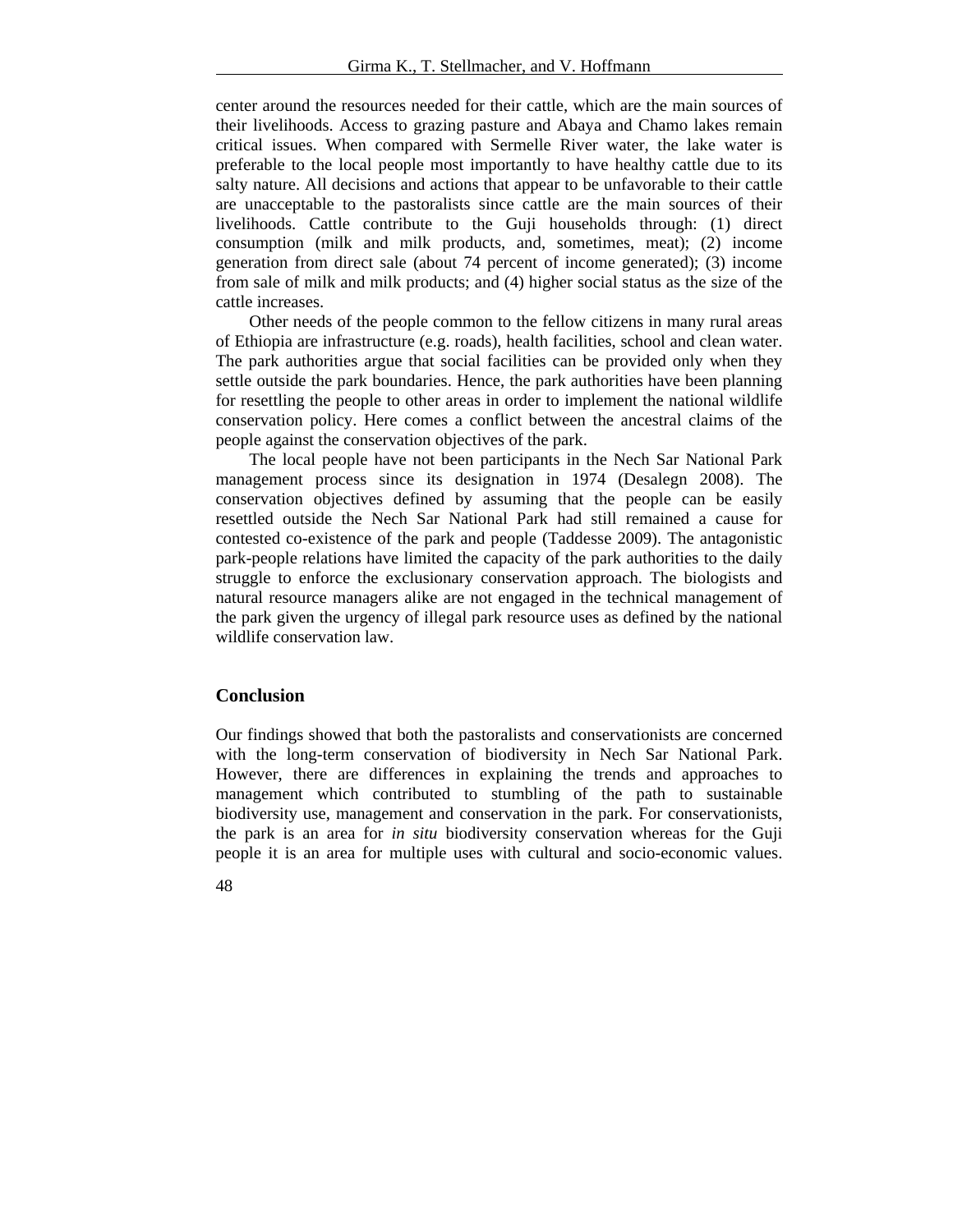center around the resources needed for their cattle, which are the main sources of their livelihoods. Access to grazing pasture and Abaya and Chamo lakes remain critical issues. When compared with Sermelle River water, the lake water is preferable to the local people most importantly to have healthy cattle due to its salty nature. All decisions and actions that appear to be unfavorable to their cattle are unacceptable to the pastoralists since cattle are the main sources of their livelihoods. Cattle contribute to the Guji households through: (1) direct consumption (milk and milk products, and, sometimes, meat); (2) income generation from direct sale (about 74 percent of income generated); (3) income from sale of milk and milk products; and (4) higher social status as the size of the cattle increases.

Other needs of the people common to the fellow citizens in many rural areas of Ethiopia are infrastructure (e.g. roads), health facilities, school and clean water. The park authorities argue that social facilities can be provided only when they settle outside the park boundaries. Hence, the park authorities have been planning for resettling the people to other areas in order to implement the national wildlife conservation policy. Here comes a conflict between the ancestral claims of the people against the conservation objectives of the park.

The local people have not been participants in the Nech Sar National Park management process since its designation in 1974 (Desalegn 2008). The conservation objectives defined by assuming that the people can be easily resettled outside the Nech Sar National Park had still remained a cause for contested co-existence of the park and people (Taddesse 2009). The antagonistic park-people relations have limited the capacity of the park authorities to the daily struggle to enforce the exclusionary conservation approach. The biologists and natural resource managers alike are not engaged in the technical management of the park given the urgency of illegal park resource uses as defined by the national wildlife conservation law.

## Conclusion

Our findings showed that both the pastoralists and conservationists are concerned with the long-term conservation of biodiversity in Nech Sar National Park. However, there are differences in explaining the trends and approaches to management which contributed to stumbling of the path to sustainable biodiversity use, management and conservation in the park. For conservationists, the park is an area for *in situ* biodiversity conservation whereas for the Guji people it is an area for multiple uses with cultural and socio-economic values.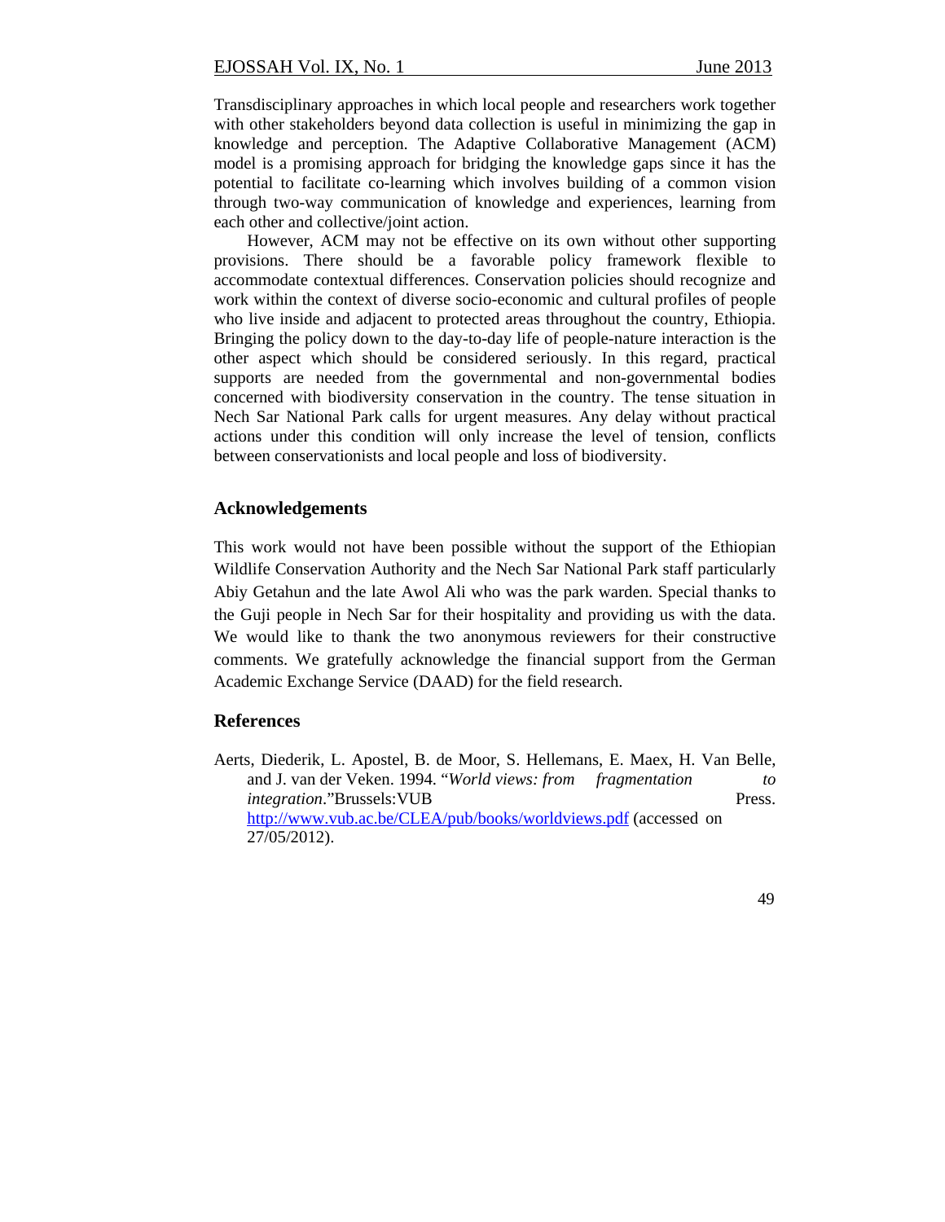Transdisciplinary approaches in which local people and researchers work together with other stakeholders beyond data collection is useful in minimizing the gap in knowledge and perception. The Adaptive Collaborative Management (ACM) model is a promising approach for bridging the knowledge gaps since it has the potential to facilitate co-learning which involves building of a common vision through two-way communication of knowledge and experiences, learning from each other and collective/joint action.

However, ACM may not be effective on its own without other supporting provisions. There should be a favorable policy framework flexible to accommodate contextual differences. Conservation policies should recognize and work within the context of diverse socio-economic and cultural profiles of people who live inside and adjacent to protected areas throughout the country, Ethiopia. Bringing the policy down to the day-to-day life of people-nature interaction is the other aspect which should be considered seriously. In this regard, practical supports are needed from the governmental and non-governmental bodies concerned with biodiversity conservation in the country. The tense situation in Nech Sar National Park calls for urgent measures. Any delay without practical actions under this condition will only increase the level of tension, conflicts between conservationists and local people and loss of biodiversity.

## Acknowledgements

This work would not have been possible without the support of the Ethiopian Wildlife Conservation Authority and the Nech Sar National Park staff particularly Abiy Getahun and the late Awol Ali who was the park warden. Special thanks to the Guji people in Nech Sar for their hospitality and providing us with the data. We would like to thank the two anonymous reviewers for their constructive comments. We gratefully acknowledge the financial support from the German Academic Exchange Service (DAAD) for the field research.

## References

Aerts, Diederik, L. Apostel, B. de Moor, S. Hellemans, E. Maex, H. Van Belle, and J. van der Veken. 1994. "*World views: from fragmentation to integration*."Brussels:VUB Press. http://www.vub.ac.be/CLEA/pub/books/worldviews.pdf (accessed on 27/05/2012).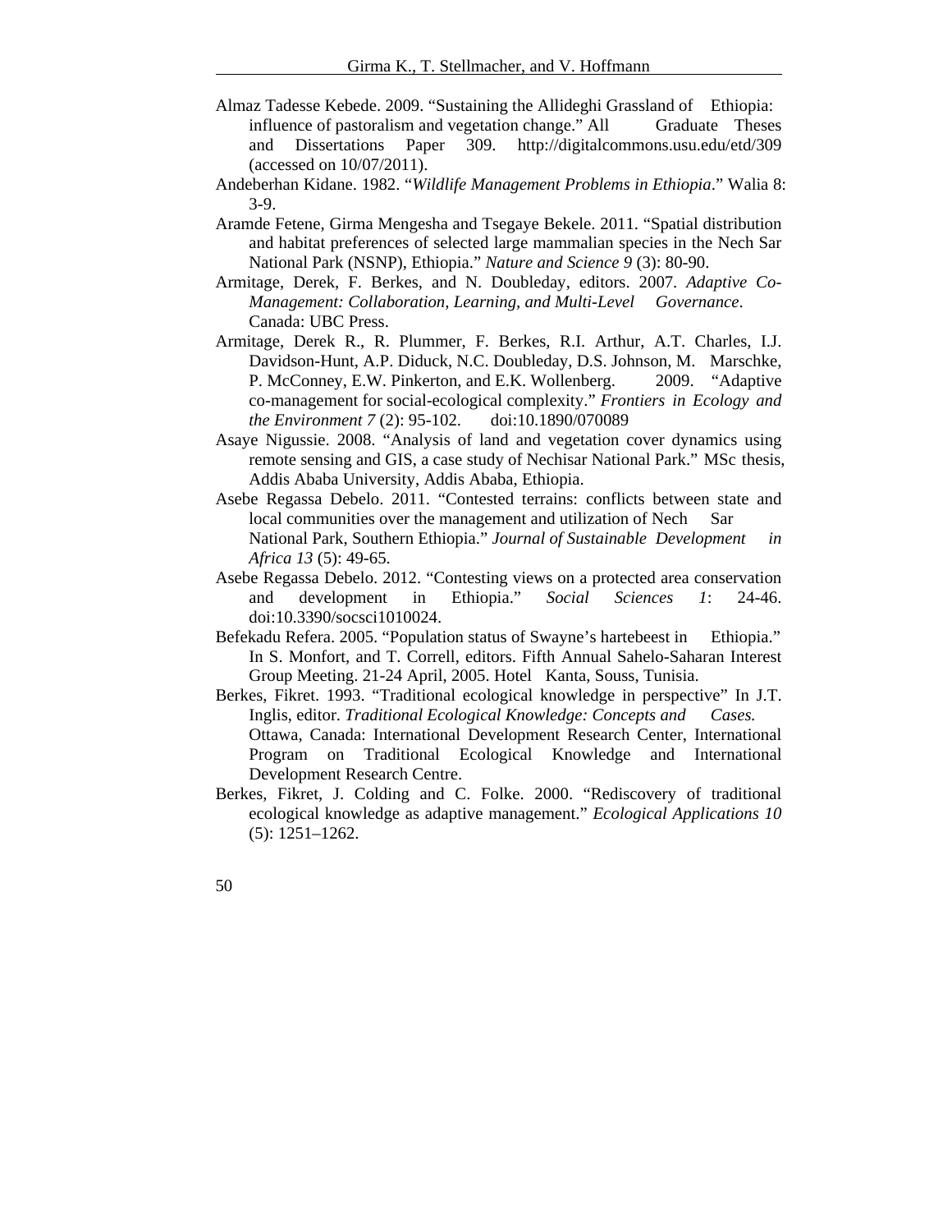Almaz Tadesse Kebede. 2009. "Sustaining the Allideghi Grassland of Ethiopia: influence of pastoralism and vegetation change." All Graduate Theses and Dissertations Paper 309. http://digitalcommons.usu.edu/etd/309 (accessed on 10/07/2011).

Andeberhan Kidane. 1982. "*Wildlife Management Problems in Ethiopia*." Walia 8: 3-9.

Aramde Fetene, Girma Mengesha and Tsegaye Bekele. 2011. "Spatial distribution and habitat preferences of selected large mammalian species in the Nech Sar National Park (NSNP), Ethiopia." *Nature and Science 9* (3): 80-90.

Armitage, Derek, F. Berkes, and N. Doubleday, editors. 2007. *Adaptive Co-Management: Collaboration, Learning, and Multi-Level Governance*. Canada: UBC Press.

Armitage, Derek R., R. Plummer, F. Berkes, R.I. Arthur, A.T. Charles, I.J. Davidson-Hunt, A.P. Diduck, N.C. Doubleday, D.S. Johnson, M. Marschke, P. McConney, E.W. Pinkerton, and E.K. Wollenberg. 2009. "Adaptive co-management for social-ecological complexity." *Frontiers in Ecology and the Environment 7* (2): 95-102. doi:10.1890/070089

Asaye Nigussie. 2008. "Analysis of land and vegetation cover dynamics using remote sensing and GIS, a case study of Nechisar National Park." MSc thesis, Addis Ababa University, Addis Ababa, Ethiopia.

Asebe Regassa Debelo. 2011. "Contested terrains: conflicts between state and local communities over the management and utilization of Nech Sar National Park, Southern Ethiopia." *Journal of Sustainable Development in Africa 13* (5): 49-65.

Asebe Regassa Debelo. 2012. "Contesting views on a protected area conservation and development in Ethiopia." *Social Sciences 1*: 24-46. doi:10.3390/socsci1010024.

Befekadu Refera. 2005. "Population status of Swayne's hartebeest in Ethiopia." In S. Monfort, and T. Correll, editors. Fifth Annual Sahelo-Saharan Interest Group Meeting. 21-24 April, 2005. Hotel Kanta, Souss, Tunisia.

Berkes, Fikret. 1993. "Traditional ecological knowledge in perspective" In J.T. Inglis, editor. *Traditional Ecological Knowledge: Concepts and Cases.* Ottawa, Canada: International Development Research Center, International Program on Traditional Ecological Knowledge and International Development Research Centre.

Berkes, Fikret, J. Colding and C. Folke. 2000. "Rediscovery of traditional ecological knowledge as adaptive management." *Ecological Applications 10* (5): 1251–1262.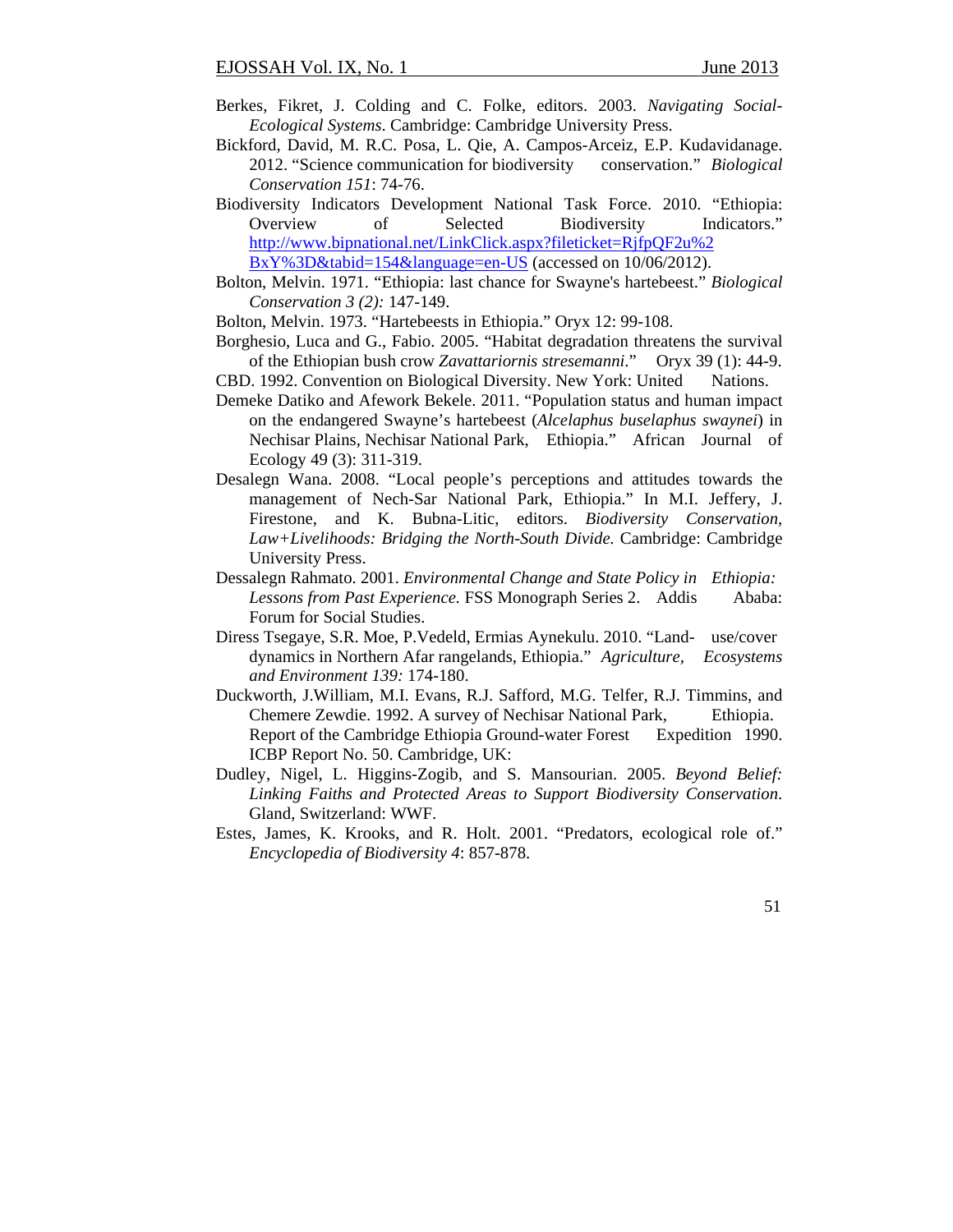Berkes, Fikret, J. Colding and C. Folke, editors. 2003. *Navigating Social-Ecological Systems*. Cambridge: Cambridge University Press.

Bickford, David, M. R.C. Posa, L. Qie, A. Campos-Arceiz, E.P. Kudavidanage. 2012. "Science communication for biodiversity conservation." *Biological Conservation 151*: 74-76.

Biodiversity Indicators Development National Task Force. 2010. "Ethiopia: Overview of Selected Biodiversity Indicators." http://www.bipnational.net/LinkClick.aspx?fileticket=RjfpQF2u%2BxY%3D&tabid=154&language=en-US (accessed on 10/06/2012).

Bolton, Melvin. 1971. "Ethiopia: last chance for Swayne's hartebeest." *Biological Conservation 3 (2):* 147-149.

Bolton, Melvin. 1973. "Hartebeests in Ethiopia." Oryx 12: 99-108.

Borghesio, Luca and G., Fabio. 2005. "Habitat degradation threatens the survival of the Ethiopian bush crow *Zavattariornis stresemanni*." Oryx 39 (1): 44-9.

CBD. 1992. Convention on Biological Diversity. New York: United Nations.

Demeke Datiko and Afework Bekele. 2011. "Population status and human impact on the endangered Swayne's hartebeest (*Alcelaphus buselaphus swaynei*) in Nechisar Plains, Nechisar National Park, Ethiopia." African Journal of Ecology 49 (3): 311-319.

Desalegn Wana. 2008. "Local people's perceptions and attitudes towards the management of Nech-Sar National Park, Ethiopia." In M.I. Jeffery, J. Firestone, and K. Bubna-Litic, editors. *Biodiversity Conservation, Law+Livelihoods: Bridging the North-South Divide*. Cambridge: Cambridge University Press.

Dessalegn Rahmato. 2001. *Environmental Change and State Policy in Ethiopia: Lessons from Past Experience.* FSS Monograph Series 2. Addis Ababa: Forum for Social Studies.

Diress Tsegaye, S.R. Moe, P.Vedeld, Ermias Aynekulu. 2010. "Land- use/cover dynamics in Northern Afar rangelands, Ethiopia." *Agriculture, Ecosystems and Environment 139:* 174-180.

Duckworth, J.William, M.I. Evans, R.J. Safford, M.G. Telfer, R.J. Timmins, and Chemere Zewdie. 1992. A survey of Nechisar National Park, Ethiopia. Report of the Cambridge Ethiopia Ground-water Forest Expedition 1990. ICBP Report No. 50. Cambridge, UK:

Dudley, Nigel, L. Higgins-Zogib, and S. Mansourian. 2005. *Beyond Belief: Linking Faiths and Protected Areas to Support Biodiversity Conservation*. Gland, Switzerland: WWF.

Estes, James, K. Krooks, and R. Holt. 2001. "Predators, ecological role of." *Encyclopedia of Biodiversity 4*: 857-878.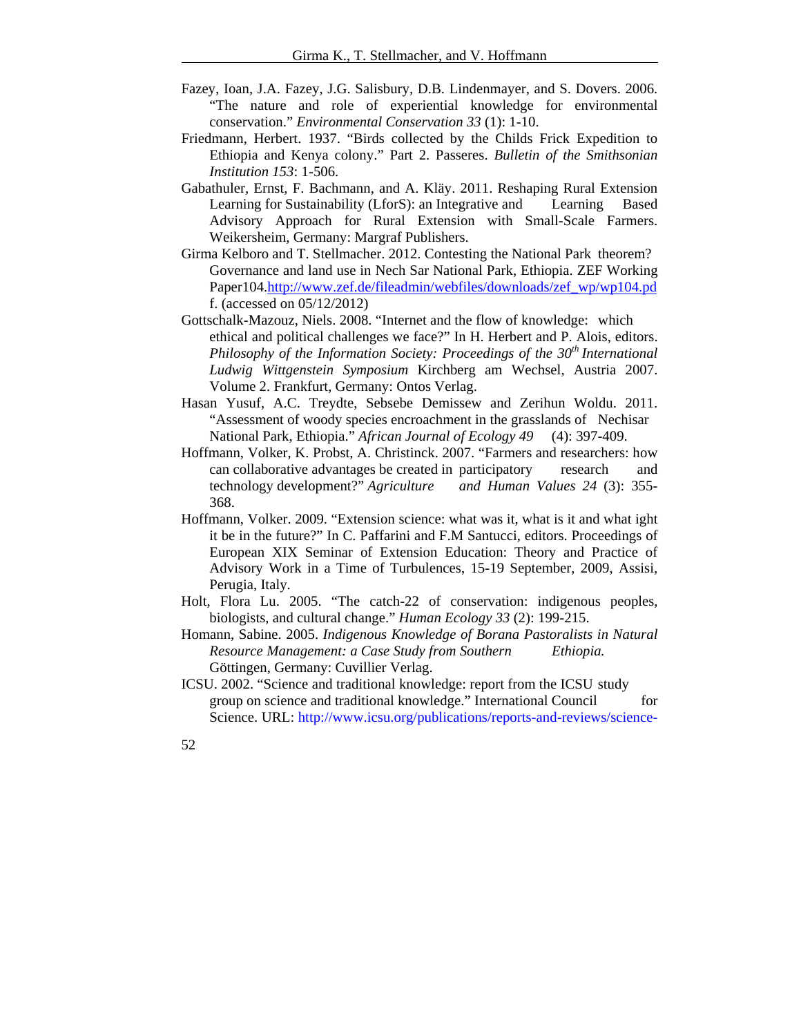Fazey, Ioan, J.A. Fazey, J.G. Salisbury, D.B. Lindenmayer, and S. Dovers. 2006. "The nature and role of experiential knowledge for environmental conservation." *Environmental Conservation 33* (1): 1-10.

Friedmann, Herbert. 1937. "Birds collected by the Childs Frick Expedition to Ethiopia and Kenya colony." Part 2. Passeres. *Bulletin of the Smithsonian Institution 153*: 1-506.

Gabathuler, Ernst, F. Bachmann, and A. Kläy. 2011. Reshaping Rural Extension Learning for Sustainability (LforS): an Integrative and Learning Based Advisory Approach for Rural Extension with Small-Scale Farmers. Weikersheim, Germany: Margraf Publishers.

Girma Kelboro and T. Stellmacher. 2012. Contesting the National Park theorem? Governance and land use in Nech Sar National Park, Ethiopia. ZEF Working Paper104.http://www.zef.de/fileadmin/webfiles/downloads/zef_wp/wp104.pdf. (accessed on 05/12/2012)

Gottschalk-Mazouz, Niels. 2008. "Internet and the flow of knowledge: which ethical and political challenges we face?" In H. Herbert and P. Alois, editors. *Philosophy of the Information Society: Proceedings of the 30th International Ludwig Wittgenstein Symposium* Kirchberg am Wechsel, Austria 2007. Volume 2. Frankfurt, Germany: Ontos Verlag.

Hasan Yusuf, A.C. Treydte, Sebsebe Demissew and Zerihun Woldu. 2011. "Assessment of woody species encroachment in the grasslands of Nechisar National Park, Ethiopia." *African Journal of Ecology 49* (4): 397-409.

Hoffmann, Volker, K. Probst, A. Christinck. 2007. "Farmers and researchers: how can collaborative advantages be created in participatory research and technology development?" *Agriculture and Human Values 24* (3): 355-368.

Hoffmann, Volker. 2009. "Extension science: what was it, what is it and what ight be in the future?" In C. Paffarini and F.M Santucci, editors. Proceedings of European XIX Seminar of Extension Education: Theory and Practice of Advisory Work in a Time of Turbulences, 15-19 September, 2009, Assisi, Perugia, Italy.

Holt, Flora Lu. 2005. "The catch-22 of conservation: indigenous peoples, biologists, and cultural change." *Human Ecology 33* (2): 199-215.

Homann, Sabine. 2005. *Indigenous Knowledge of Borana Pastoralists in Natural Resource Management: a Case Study from Southern Ethiopia.* Göttingen, Germany: Cuvillier Verlag.

ICSU. 2002. "Science and traditional knowledge: report from the ICSU study group on science and traditional knowledge." International Council for Science. URL: http://www.icsu.org/publications/reports-and-reviews/science-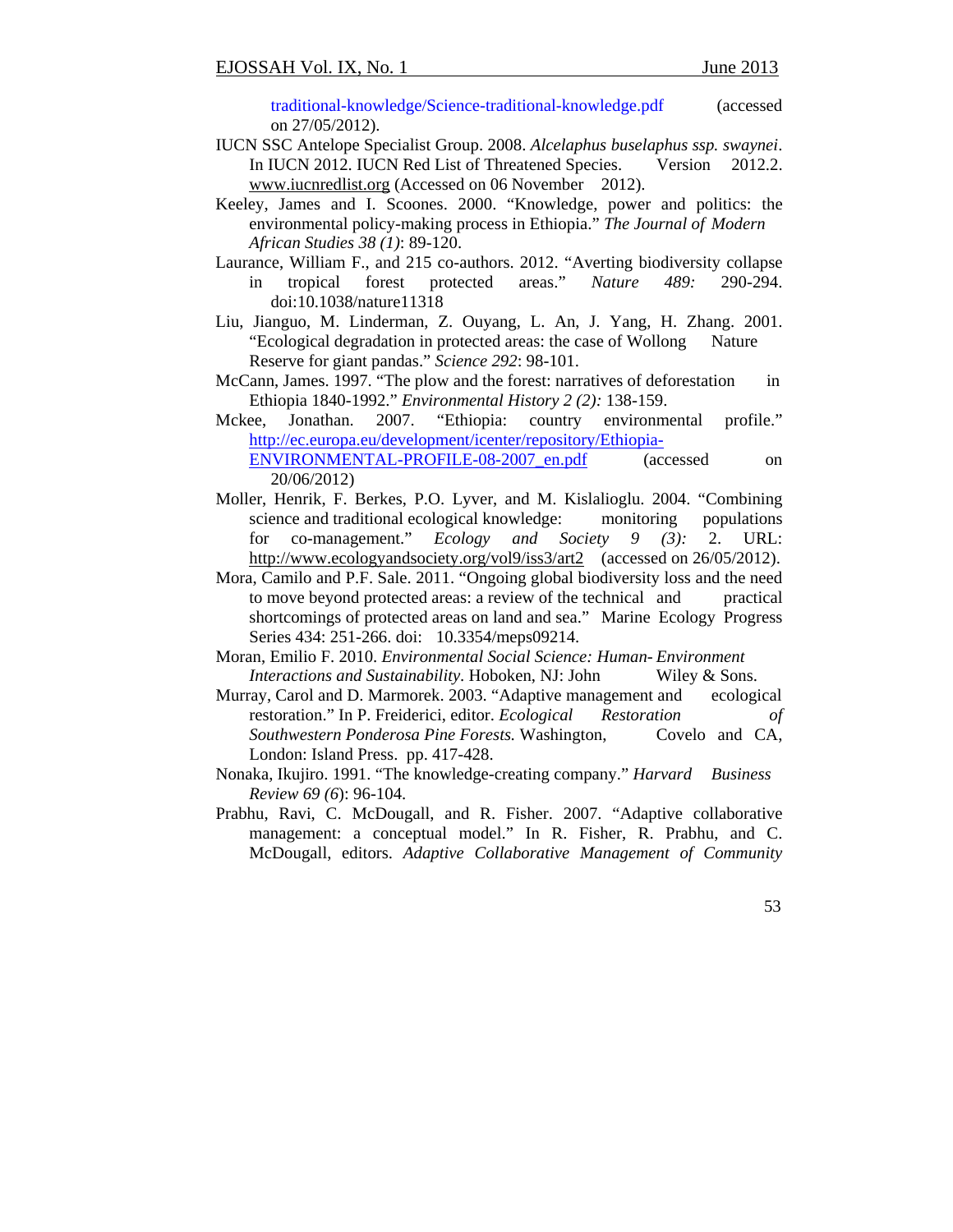traditional-knowledge/Science-traditional-knowledge.pdf (accessed on 27/05/2012).

IUCN SSC Antelope Specialist Group. 2008. *Alcelaphus buselaphus ssp. swaynei*. In IUCN 2012. IUCN Red List of Threatened Species. Version 2012.2. www.iucnredlist.org (Accessed on 06 November 2012).

Keeley, James and I. Scoones. 2000. "Knowledge, power and politics: the environmental policy-making process in Ethiopia." *The Journal of Modern African Studies 38 (1)*: 89-120.

Laurance, William F., and 215 co-authors. 2012. "Averting biodiversity collapse in tropical forest protected areas." *Nature 489:* 290-294. doi:10.1038/nature11318

Liu, Jianguo, M. Linderman, Z. Ouyang, L. An, J. Yang, H. Zhang. 2001. "Ecological degradation in protected areas: the case of Wollong Nature Reserve for giant pandas." *Science 292*: 98-101.

McCann, James. 1997. "The plow and the forest: narratives of deforestation in Ethiopia 1840-1992." *Environmental History 2 (2):* 138-159.

Mckee, Jonathan. 2007. "Ethiopia: country environmental profile." http://ec.europa.eu/development/icenter/repository/Ethiopia-ENVIRONMENTAL-PROFILE-08-2007_en.pdf (accessed on 20/06/2012)

Moller, Henrik, F. Berkes, P.O. Lyver, and M. Kislalioglu. 2004. "Combining science and traditional ecological knowledge: monitoring populations for co-management." *Ecology and Society 9 (3):* 2. URL: http://www.ecologyandsociety.org/vol9/iss3/art2 (accessed on 26/05/2012).

Mora, Camilo and P.F. Sale. 2011. "Ongoing global biodiversity loss and the need to move beyond protected areas: a review of the technical and practical shortcomings of protected areas on land and sea." Marine Ecology Progress Series 434: 251-266. doi: 10.3354/meps09214.

Moran, Emilio F. 2010. *Environmental Social Science: Human- Environment Interactions and Sustainability*. Hoboken, NJ: John Wiley & Sons.

Murray, Carol and D. Marmorek. 2003. "Adaptive management and ecological restoration." In P. Freiderici, editor. *Ecological Restoration of Southwestern Ponderosa Pine Forests.* Washington, Covelo and CA, London: Island Press. pp. 417-428.

Nonaka, Ikujiro. 1991. "The knowledge-creating company." *Harvard Business Review 69 (6*): 96-104.

Prabhu, Ravi, C. McDougall, and R. Fisher. 2007. "Adaptive collaborative management: a conceptual model." In R. Fisher, R. Prabhu, and C. McDougall, editors. *Adaptive Collaborative Management of Community*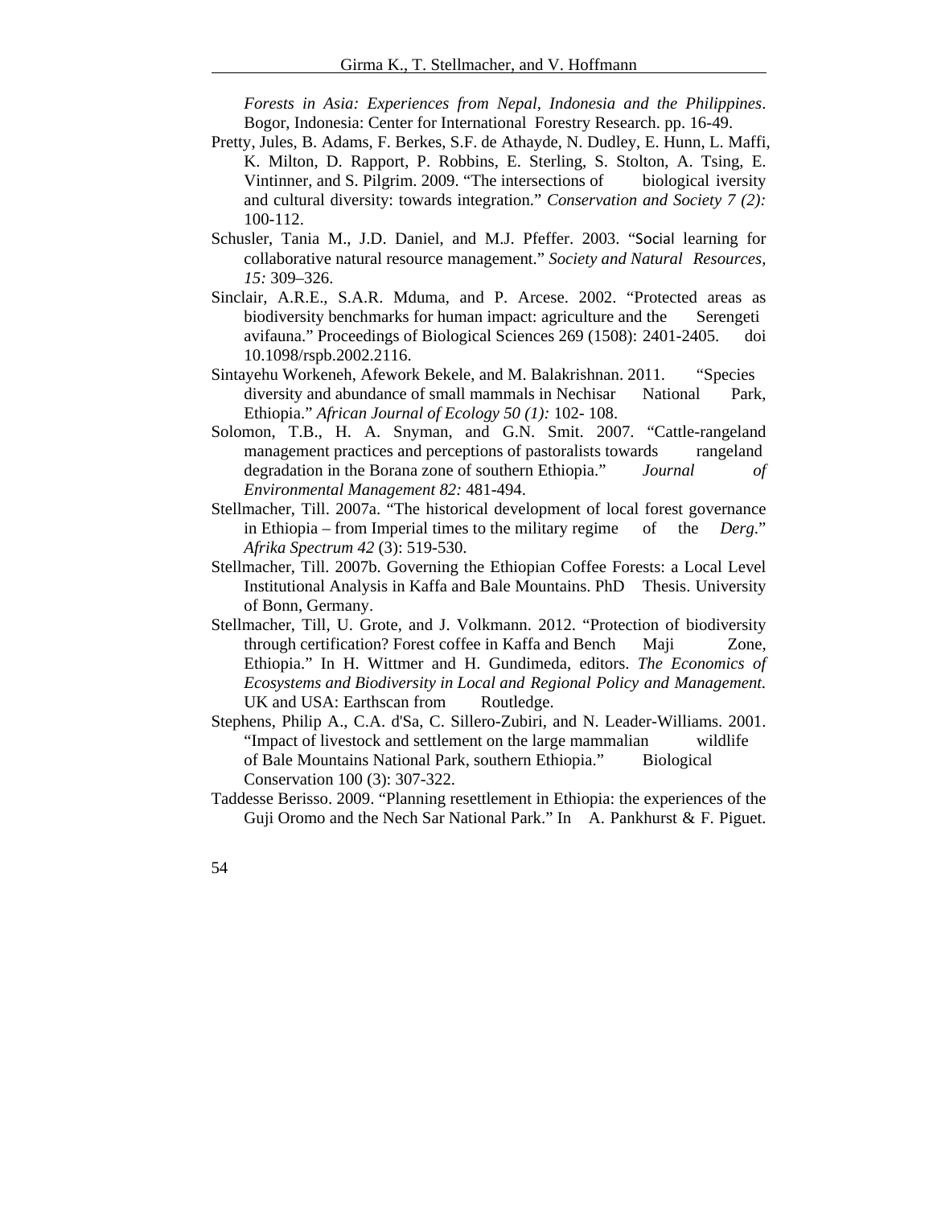*Forests in Asia: Experiences from Nepal, Indonesia and the Philippines*. Bogor, Indonesia: Center for International Forestry Research. pp. 16-49.

Pretty, Jules, B. Adams, F. Berkes, S.F. de Athayde, N. Dudley, E. Hunn, L. Maffi, K. Milton, D. Rapport, P. Robbins, E. Sterling, S. Stolton, A. Tsing, E. Vintinner, and S. Pilgrim. 2009. "The intersections of biological iversity and cultural diversity: towards integration." *Conservation and Society 7 (2):* 100-112.

Schusler, Tania M., J.D. Daniel, and M.J. Pfeffer. 2003. "Social learning for collaborative natural resource management." *Society and Natural Resources, 15:* 309–326.

Sinclair, A.R.E., S.A.R. Mduma, and P. Arcese. 2002. "Protected areas as biodiversity benchmarks for human impact: agriculture and the Serengeti avifauna." Proceedings of Biological Sciences 269 (1508): 2401-2405. doi 10.1098/rspb.2002.2116.

Sintayehu Workeneh, Afework Bekele, and M. Balakrishnan. 2011. "Species diversity and abundance of small mammals in Nechisar National Park, Ethiopia." *African Journal of Ecology 50 (1):* 102- 108.

Solomon, T.B., H. A. Snyman, and G.N. Smit. 2007. "Cattle-rangeland management practices and perceptions of pastoralists towards rangeland degradation in the Borana zone of southern Ethiopia." *Journal of Environmental Management 82:* 481-494.

Stellmacher, Till. 2007a. "The historical development of local forest governance in Ethiopia – from Imperial times to the military regime of the *Derg*." *Afrika Spectrum 42* (3): 519-530.

Stellmacher, Till. 2007b. Governing the Ethiopian Coffee Forests: a Local Level Institutional Analysis in Kaffa and Bale Mountains. PhD Thesis. University of Bonn, Germany.

Stellmacher, Till, U. Grote, and J. Volkmann. 2012. "Protection of biodiversity through certification? Forest coffee in Kaffa and Bench Maji Zone, Ethiopia." In H. Wittmer and H. Gundimeda, editors. *The Economics of Ecosystems and Biodiversity in Local and Regional Policy and Management.* UK and USA: Earthscan from Routledge.

Stephens, Philip A., C.A. d'Sa, C. Sillero-Zubiri, and N. Leader-Williams. 2001. "Impact of livestock and settlement on the large mammalian wildlife of Bale Mountains National Park, southern Ethiopia." Biological Conservation 100 (3): 307-322.

Taddesse Berisso. 2009. "Planning resettlement in Ethiopia: the experiences of the Guji Oromo and the Nech Sar National Park." In A. Pankhurst & F. Piguet.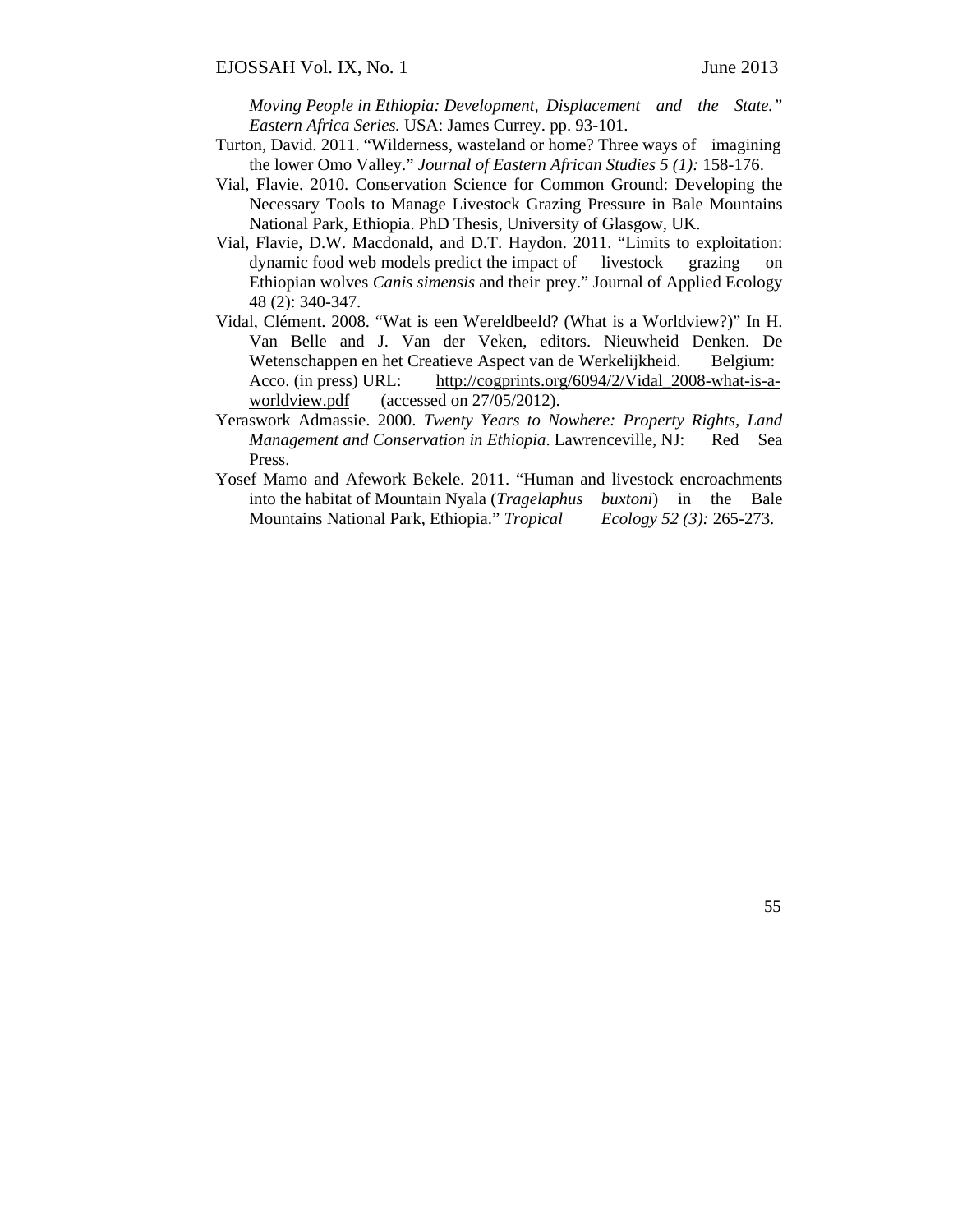*Moving People in Ethiopia: Development, Displacement and the State." Eastern Africa Series.* USA: James Currey. pp. 93-101.

Turton, David. 2011. "Wilderness, wasteland or home? Three ways of imagining the lower Omo Valley." *Journal of Eastern African Studies 5 (1):* 158-176.

Vial, Flavie. 2010. Conservation Science for Common Ground: Developing the Necessary Tools to Manage Livestock Grazing Pressure in Bale Mountains National Park, Ethiopia. PhD Thesis, University of Glasgow, UK.

Vial, Flavie, D.W. Macdonald, and D.T. Haydon. 2011. "Limits to exploitation: dynamic food web models predict the impact of livestock grazing on Ethiopian wolves *Canis simensis* and their prey." Journal of Applied Ecology 48 (2): 340-347.

Vidal, Clément. 2008. "Wat is een Wereldbeeld? (What is a Worldview?)" In H. Van Belle and J. Van der Veken, editors. Nieuwheid Denken. De Wetenschappen en het Creatieve Aspect van de Werkelijkheid. Belgium: Acco. (in press) URL: http://cogprints.org/6094/2/Vidal_2008-what-is-a-worldview.pdf (accessed on 27/05/2012).

Yeraswork Admassie. 2000. *Twenty Years to Nowhere: Property Rights, Land Management and Conservation in Ethiopia*. Lawrenceville, NJ: Red Sea Press.

Yosef Mamo and Afework Bekele. 2011. "Human and livestock encroachments into the habitat of Mountain Nyala (*Tragelaphus buxtoni*) in the Bale Mountains National Park, Ethiopia." *Tropical Ecology 52 (3):* 265-273.